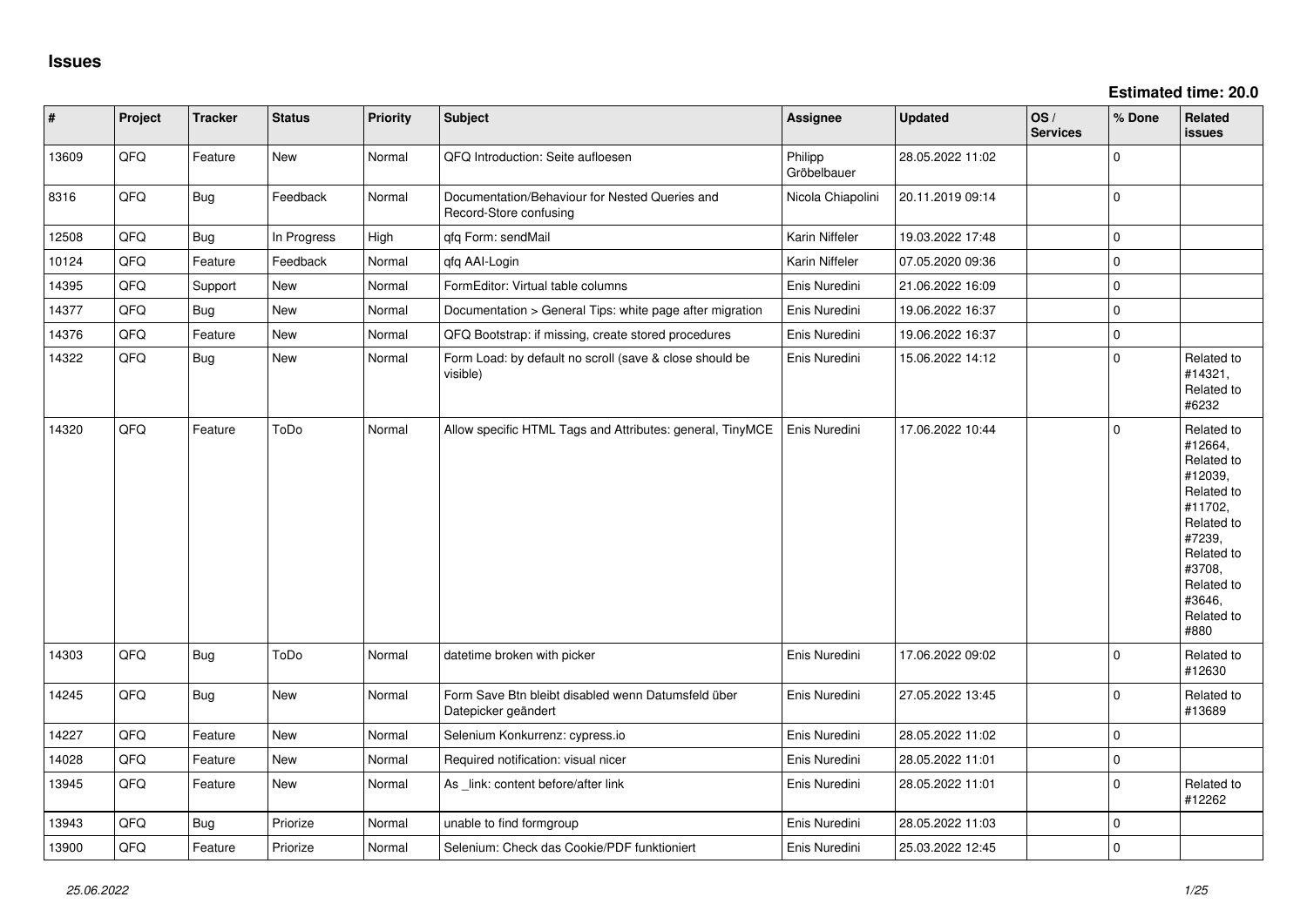# Issues

**Estimated time: 20.0**

| # | Project | Tracker | Status | Priority | Subject | Assignee | Updated | OS / Services | % Done | Related issues |
|---|---|---|---|---|---|---|---|---|---|---|
| 13609 | QFQ | Feature | New | Normal | QFQ Introduction: Seite aufloesen | Philipp Gröbelbauer | 28.05.2022 11:02 | | 0 | |
| 8316 | QFQ | Bug | Feedback | Normal | Documentation/Behaviour for Nested Queries and Record-Store confusing | Nicola Chiapolini | 20.11.2019 09:14 | | 0 | |
| 12508 | QFQ | Bug | In Progress | High | qfq Form: sendMail | Karin Niffeler | 19.03.2022 17:48 | | 0 | |
| 10124 | QFQ | Feature | Feedback | Normal | qfq AAI-Login | Karin Niffeler | 07.05.2020 09:36 | | 0 | |
| 14395 | QFQ | Support | New | Normal | FormEditor: Virtual table columns | Enis Nuredini | 21.06.2022 16:09 | | 0 | |
| 14377 | QFQ | Bug | New | Normal | Documentation > General Tips: white page after migration | Enis Nuredini | 19.06.2022 16:37 | | 0 | |
| 14376 | QFQ | Feature | New | Normal | QFQ Bootstrap: if missing, create stored procedures | Enis Nuredini | 19.06.2022 16:37 | | 0 | |
| 14322 | QFQ | Bug | New | Normal | Form Load: by default no scroll (save & close should be visible) | Enis Nuredini | 15.06.2022 14:12 | | 0 | Related to #14321, Related to #6232 |
| 14320 | QFQ | Feature | ToDo | Normal | Allow specific HTML Tags and Attributes: general, TinyMCE | Enis Nuredini | 17.06.2022 10:44 | | 0 | Related to #12664, Related to #12039, Related to #11702, Related to #7239, Related to #3708, Related to #3646, Related to #880 |
| 14303 | QFQ | Bug | ToDo | Normal | datetime broken with picker | Enis Nuredini | 17.06.2022 09:02 | | 0 | Related to #12630 |
| 14245 | QFQ | Bug | New | Normal | Form Save Btn bleibt disabled wenn Datumsfeld über Datepicker geändert | Enis Nuredini | 27.05.2022 13:45 | | 0 | Related to #13689 |
| 14227 | QFQ | Feature | New | Normal | Selenium Konkurrenz: cypress.io | Enis Nuredini | 28.05.2022 11:02 | | 0 | |
| 14028 | QFQ | Feature | New | Normal | Required notification: visual nicer | Enis Nuredini | 28.05.2022 11:01 | | 0 | |
| 13945 | QFQ | Feature | New | Normal | As _link: content before/after link | Enis Nuredini | 28.05.2022 11:01 | | 0 | Related to #12262 |
| 13943 | QFQ | Bug | Priorize | Normal | unable to find formgroup | Enis Nuredini | 28.05.2022 11:03 | | 0 | |
| 13900 | QFQ | Feature | Priorize | Normal | Selenium: Check das Cookie/PDF funktioniert | Enis Nuredini | 25.03.2022 12:45 | | 0 | |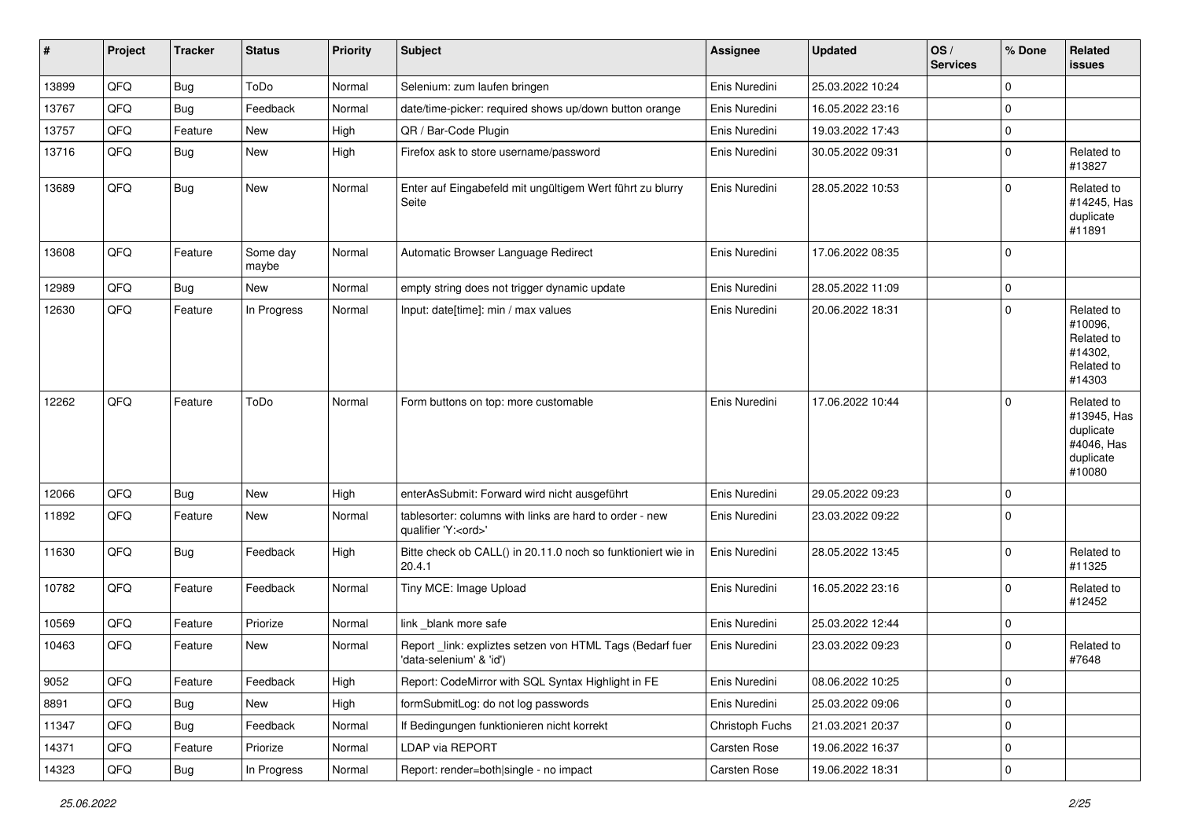| # | Project | Tracker | Status | Priority | Subject | Assignee | Updated | OS / Services | % Done | Related issues |
|---|---|---|---|---|---|---|---|---|---|---|
| 13899 | QFQ | Bug | ToDo | Normal | Selenium: zum laufen bringen | Enis Nuredini | 25.03.2022 10:24 | | 0 | |
| 13767 | QFQ | Bug | Feedback | Normal | date/time-picker: required shows up/down button orange | Enis Nuredini | 16.05.2022 23:16 | | 0 | |
| 13757 | QFQ | Feature | New | High | QR / Bar-Code Plugin | Enis Nuredini | 19.03.2022 17:43 | | 0 | |
| 13716 | QFQ | Bug | New | High | Firefox ask to store username/password | Enis Nuredini | 30.05.2022 09:31 | | 0 | Related to #13827 |
| 13689 | QFQ | Bug | New | Normal | Enter auf Eingabefeld mit ungültigem Wert führt zu blurry Seite | Enis Nuredini | 28.05.2022 10:53 | | 0 | Related to #14245, Has duplicate #11891 |
| 13608 | QFQ | Feature | Some day maybe | Normal | Automatic Browser Language Redirect | Enis Nuredini | 17.06.2022 08:35 | | 0 | |
| 12989 | QFQ | Bug | New | Normal | empty string does not trigger dynamic update | Enis Nuredini | 28.05.2022 11:09 | | 0 | |
| 12630 | QFQ | Feature | In Progress | Normal | Input: date[time]: min / max values | Enis Nuredini | 20.06.2022 18:31 | | 0 | Related to #10096, Related to #14302, Related to #14303 |
| 12262 | QFQ | Feature | ToDo | Normal | Form buttons on top: more customable | Enis Nuredini | 17.06.2022 10:44 | | 0 | Related to #13945, Has duplicate #4046, Has duplicate #10080 |
| 12066 | QFQ | Bug | New | High | enterAsSubmit: Forward wird nicht ausgeführt | Enis Nuredini | 29.05.2022 09:23 | | 0 | |
| 11892 | QFQ | Feature | New | Normal | tablesorter: columns with links are hard to order - new qualifier 'Y:<ord>' | Enis Nuredini | 23.03.2022 09:22 | | 0 | |
| 11630 | QFQ | Bug | Feedback | High | Bitte check ob CALL() in 20.11.0 noch so funktioniert wie in 20.4.1 | Enis Nuredini | 28.05.2022 13:45 | | 0 | Related to #11325 |
| 10782 | QFQ | Feature | Feedback | Normal | Tiny MCE: Image Upload | Enis Nuredini | 16.05.2022 23:16 | | 0 | Related to #12452 |
| 10569 | QFQ | Feature | Priorize | Normal | link _blank more safe | Enis Nuredini | 25.03.2022 12:44 | | 0 | |
| 10463 | QFQ | Feature | New | Normal | Report _link: expliztes setzen von HTML Tags (Bedarf fuer 'data-selenium' & 'id') | Enis Nuredini | 23.03.2022 09:23 | | 0 | Related to #7648 |
| 9052 | QFQ | Feature | Feedback | High | Report: CodeMirror with SQL Syntax Highlight in FE | Enis Nuredini | 08.06.2022 10:25 | | 0 | |
| 8891 | QFQ | Bug | New | High | formSubmitLog: do not log passwords | Enis Nuredini | 25.03.2022 09:06 | | 0 | |
| 11347 | QFQ | Bug | Feedback | Normal | If Bedingungen funktionieren nicht korrekt | Christoph Fuchs | 21.03.2021 20:37 | | 0 | |
| 14371 | QFQ | Feature | Priorize | Normal | LDAP via REPORT | Carsten Rose | 19.06.2022 16:37 | | 0 | |
| 14323 | QFQ | Bug | In Progress | Normal | Report: render=both\|single - no impact | Carsten Rose | 19.06.2022 18:31 | | 0 | |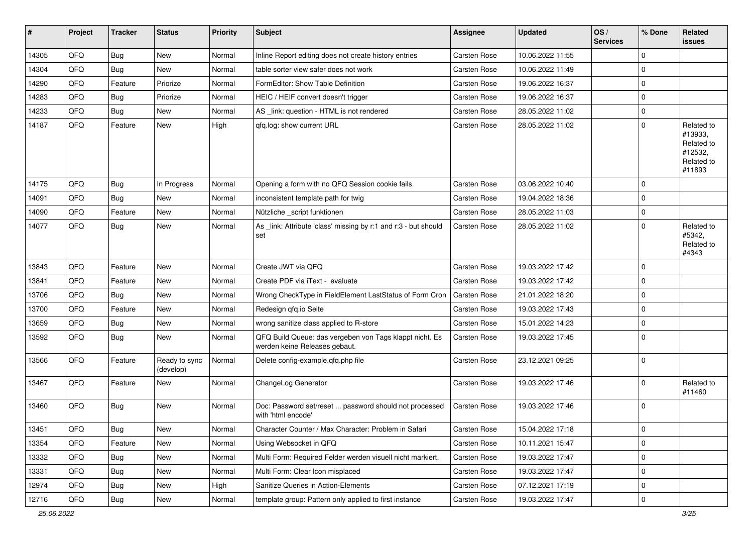| # | Project | Tracker | Status | Priority | Subject | Assignee | Updated | OS / Services | % Done | Related issues |
|---|---|---|---|---|---|---|---|---|---|---|
| 14305 | QFQ | Bug | New | Normal | Inline Report editing does not create history entries | Carsten Rose | 10.06.2022 11:55 | | 0 | |
| 14304 | QFQ | Bug | New | Normal | table sorter view safer does not work | Carsten Rose | 10.06.2022 11:49 | | 0 | |
| 14290 | QFQ | Feature | Priorize | Normal | FormEditor: Show Table Definition | Carsten Rose | 19.06.2022 16:37 | | 0 | |
| 14283 | QFQ | Bug | Priorize | Normal | HEIC / HEIF convert doesn't trigger | Carsten Rose | 19.06.2022 16:37 | | 0 | |
| 14233 | QFQ | Bug | New | Normal | AS _link: question - HTML is not rendered | Carsten Rose | 28.05.2022 11:02 | | 0 | |
| 14187 | QFQ | Feature | New | High | qfq.log: show current URL | Carsten Rose | 28.05.2022 11:02 | | 0 | Related to #13933, Related to #12532, Related to #11893 |
| 14175 | QFQ | Bug | In Progress | Normal | Opening a form with no QFQ Session cookie fails | Carsten Rose | 03.06.2022 10:40 | | 0 | |
| 14091 | QFQ | Bug | New | Normal | inconsistent template path for twig | Carsten Rose | 19.04.2022 18:36 | | 0 | |
| 14090 | QFQ | Feature | New | Normal | Nützliche _script funktionen | Carsten Rose | 28.05.2022 11:03 | | 0 | |
| 14077 | QFQ | Bug | New | Normal | As _link: Attribute 'class' missing by r:1 and r:3 - but should set | Carsten Rose | 28.05.2022 11:02 | | 0 | Related to #5342, Related to #4343 |
| 13843 | QFQ | Feature | New | Normal | Create JWT via QFQ | Carsten Rose | 19.03.2022 17:42 | | 0 | |
| 13841 | QFQ | Feature | New | Normal | Create PDF via iText - evaluate | Carsten Rose | 19.03.2022 17:42 | | 0 | |
| 13706 | QFQ | Bug | New | Normal | Wrong CheckType in FieldElement LastStatus of Form Cron | Carsten Rose | 21.01.2022 18:20 | | 0 | |
| 13700 | QFQ | Feature | New | Normal | Redesign qfq.io Seite | Carsten Rose | 19.03.2022 17:43 | | 0 | |
| 13659 | QFQ | Bug | New | Normal | wrong sanitize class applied to R-store | Carsten Rose | 15.01.2022 14:23 | | 0 | |
| 13592 | QFQ | Bug | New | Normal | QFQ Build Queue: das vergeben von Tags klappt nicht. Es werden keine Releases gebaut. | Carsten Rose | 19.03.2022 17:45 | | 0 | |
| 13566 | QFQ | Feature | Ready to sync (develop) | Normal | Delete config-example.qfq.php file | Carsten Rose | 23.12.2021 09:25 | | 0 | |
| 13467 | QFQ | Feature | New | Normal | ChangeLog Generator | Carsten Rose | 19.03.2022 17:46 | | 0 | Related to #11460 |
| 13460 | QFQ | Bug | New | Normal | Doc: Password set/reset ... password should not processed with 'html encode' | Carsten Rose | 19.03.2022 17:46 | | 0 | |
| 13451 | QFQ | Bug | New | Normal | Character Counter / Max Character: Problem in Safari | Carsten Rose | 15.04.2022 17:18 | | 0 | |
| 13354 | QFQ | Feature | New | Normal | Using Websocket in QFQ | Carsten Rose | 10.11.2021 15:47 | | 0 | |
| 13332 | QFQ | Bug | New | Normal | Multi Form: Required Felder werden visuell nicht markiert. | Carsten Rose | 19.03.2022 17:47 | | 0 | |
| 13331 | QFQ | Bug | New | Normal | Multi Form: Clear Icon misplaced | Carsten Rose | 19.03.2022 17:47 | | 0 | |
| 12974 | QFQ | Bug | New | High | Sanitize Queries in Action-Elements | Carsten Rose | 07.12.2021 17:19 | | 0 | |
| 12716 | QFQ | Bug | New | Normal | template group: Pattern only applied to first instance | Carsten Rose | 19.03.2022 17:47 | | 0 | |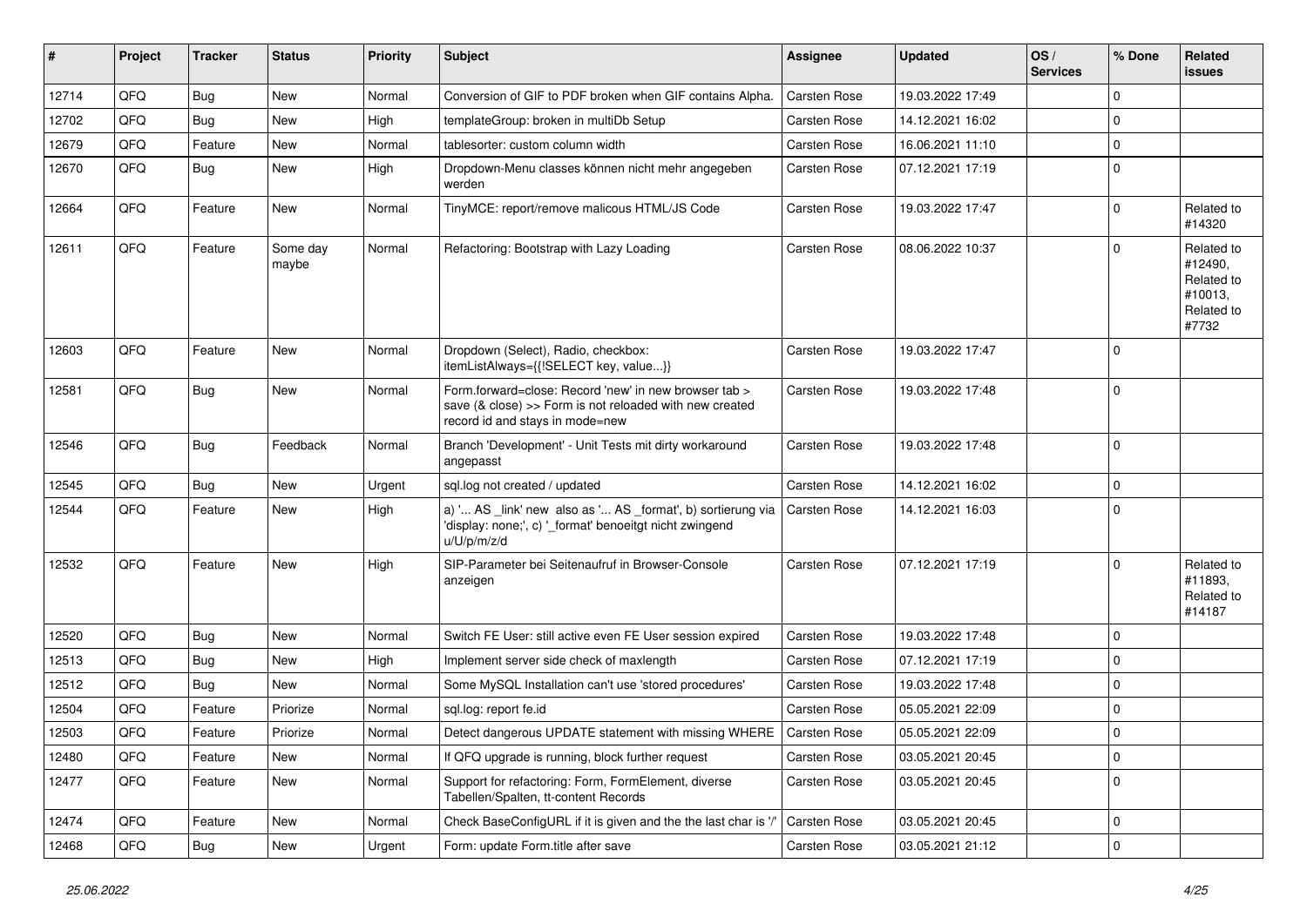| # | Project | Tracker | Status | Priority | Subject | Assignee | Updated | OS / Services | % Done | Related issues |
|---|---|---|---|---|---|---|---|---|---|---|
| 12714 | QFQ | Bug | New | Normal | Conversion of GIF to PDF broken when GIF contains Alpha. | Carsten Rose | 19.03.2022 17:49 | | 0 | |
| 12702 | QFQ | Bug | New | High | templateGroup: broken in multiDb Setup | Carsten Rose | 14.12.2021 16:02 | | 0 | |
| 12679 | QFQ | Feature | New | Normal | tablesorter: custom column width | Carsten Rose | 16.06.2021 11:10 | | 0 | |
| 12670 | QFQ | Bug | New | High | Dropdown-Menu classes können nicht mehr angegeben werden | Carsten Rose | 07.12.2021 17:19 | | 0 | |
| 12664 | QFQ | Feature | New | Normal | TinyMCE: report/remove malicous HTML/JS Code | Carsten Rose | 19.03.2022 17:47 | | 0 | Related to #14320 |
| 12611 | QFQ | Feature | Some day maybe | Normal | Refactoring: Bootstrap with Lazy Loading | Carsten Rose | 08.06.2022 10:37 | | 0 | Related to #12490, Related to #10013, Related to #7732 |
| 12603 | QFQ | Feature | New | Normal | Dropdown (Select), Radio, checkbox: itemListAlways={{!SELECT key, value...}} | Carsten Rose | 19.03.2022 17:47 | | 0 | |
| 12581 | QFQ | Bug | New | Normal | Form.forward=close: Record 'new' in new browser tab > save (& close) >> Form is not reloaded with new created record id and stays in mode=new | Carsten Rose | 19.03.2022 17:48 | | 0 | |
| 12546 | QFQ | Bug | Feedback | Normal | Branch 'Development' - Unit Tests mit dirty workaround angepasst | Carsten Rose | 19.03.2022 17:48 | | 0 | |
| 12545 | QFQ | Bug | New | Urgent | sql.log not created / updated | Carsten Rose | 14.12.2021 16:02 | | 0 | |
| 12544 | QFQ | Feature | New | High | a) '... AS _link' new also as '... AS _format', b) sortierung via 'display: none;', c) '_format' benoeitgt nicht zwingend u/U/p/m/z/d | Carsten Rose | 14.12.2021 16:03 | | 0 | |
| 12532 | QFQ | Feature | New | High | SIP-Parameter bei Seitenaufruf in Browser-Console anzeigen | Carsten Rose | 07.12.2021 17:19 | | 0 | Related to #11893, Related to #14187 |
| 12520 | QFQ | Bug | New | Normal | Switch FE User: still active even FE User session expired | Carsten Rose | 19.03.2022 17:48 | | 0 | |
| 12513 | QFQ | Bug | New | High | Implement server side check of maxlength | Carsten Rose | 07.12.2021 17:19 | | 0 | |
| 12512 | QFQ | Bug | New | Normal | Some MySQL Installation can't use 'stored procedures' | Carsten Rose | 19.03.2022 17:48 | | 0 | |
| 12504 | QFQ | Feature | Priorize | Normal | sql.log: report fe.id | Carsten Rose | 05.05.2021 22:09 | | 0 | |
| 12503 | QFQ | Feature | Priorize | Normal | Detect dangerous UPDATE statement with missing WHERE | Carsten Rose | 05.05.2021 22:09 | | 0 | |
| 12480 | QFQ | Feature | New | Normal | If QFQ upgrade is running, block further request | Carsten Rose | 03.05.2021 20:45 | | 0 | |
| 12477 | QFQ | Feature | New | Normal | Support for refactoring: Form, FormElement, diverse Tabellen/Spalten, tt-content Records | Carsten Rose | 03.05.2021 20:45 | | 0 | |
| 12474 | QFQ | Feature | New | Normal | Check BaseConfigURL if it is given and the the last char is '/' | Carsten Rose | 03.05.2021 20:45 | | 0 | |
| 12468 | QFQ | Bug | New | Urgent | Form: update Form.title after save | Carsten Rose | 03.05.2021 21:12 | | 0 | |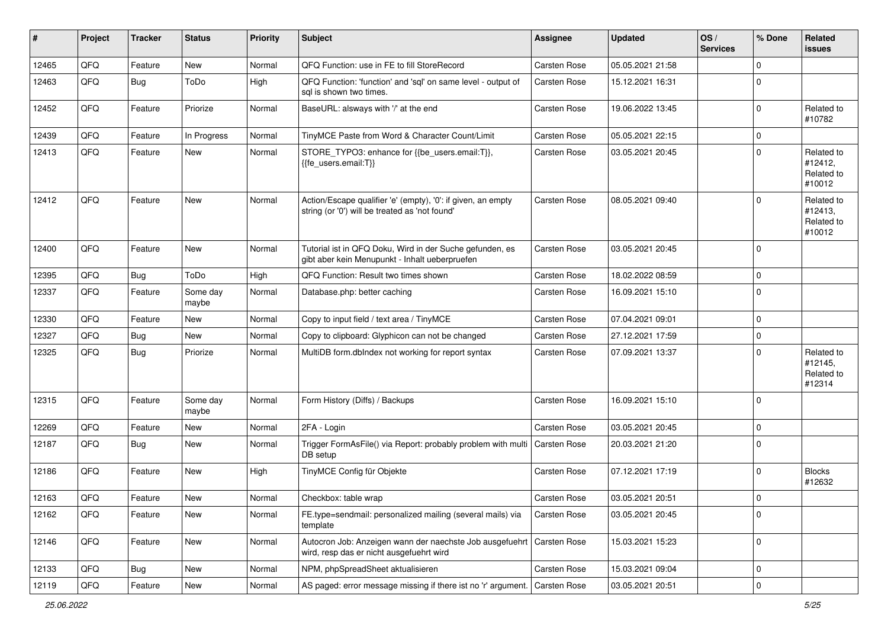| # | Project | Tracker | Status | Priority | Subject | Assignee | Updated | OS / Services | % Done | Related issues |
|---|---|---|---|---|---|---|---|---|---|---|
| 12465 | QFQ | Feature | New | Normal | QFQ Function: use in FE to fill StoreRecord | Carsten Rose | 05.05.2021 21:58 | | 0 | |
| 12463 | QFQ | Bug | ToDo | High | QFQ Function: 'function' and 'sql' on same level - output of sql is shown two times. | Carsten Rose | 15.12.2021 16:31 | | 0 | |
| 12452 | QFQ | Feature | Priorize | Normal | BaseURL: alsways with '/' at the end | Carsten Rose | 19.06.2022 13:45 | | 0 | Related to #10782 |
| 12439 | QFQ | Feature | In Progress | Normal | TinyMCE Paste from Word & Character Count/Limit | Carsten Rose | 05.05.2021 22:15 | | 0 | |
| 12413 | QFQ | Feature | New | Normal | STORE_TYPO3: enhance for {{be_users.email:T}}, {{fe_users.email:T}} | Carsten Rose | 03.05.2021 20:45 | | 0 | Related to #12412, Related to #10012 |
| 12412 | QFQ | Feature | New | Normal | Action/Escape qualifier 'e' (empty), '0': if given, an empty string (or '0') will be treated as 'not found' | Carsten Rose | 08.05.2021 09:40 | | 0 | Related to #12413, Related to #10012 |
| 12400 | QFQ | Feature | New | Normal | Tutorial ist in QFQ Doku, Wird in der Suche gefunden, es gibt aber kein Menupunkt - Inhalt ueberpruefen | Carsten Rose | 03.05.2021 20:45 | | 0 | |
| 12395 | QFQ | Bug | ToDo | High | QFQ Function: Result two times shown | Carsten Rose | 18.02.2022 08:59 | | 0 | |
| 12337 | QFQ | Feature | Some day maybe | Normal | Database.php: better caching | Carsten Rose | 16.09.2021 15:10 | | 0 | |
| 12330 | QFQ | Feature | New | Normal | Copy to input field / text area / TinyMCE | Carsten Rose | 07.04.2021 09:01 | | 0 | |
| 12327 | QFQ | Bug | New | Normal | Copy to clipboard: Glyphicon can not be changed | Carsten Rose | 27.12.2021 17:59 | | 0 | |
| 12325 | QFQ | Bug | Priorize | Normal | MultiDB form.dbIndex not working for report syntax | Carsten Rose | 07.09.2021 13:37 | | 0 | Related to #12145, Related to #12314 |
| 12315 | QFQ | Feature | Some day maybe | Normal | Form History (Diffs) / Backups | Carsten Rose | 16.09.2021 15:10 | | 0 | |
| 12269 | QFQ | Feature | New | Normal | 2FA - Login | Carsten Rose | 03.05.2021 20:45 | | 0 | |
| 12187 | QFQ | Bug | New | Normal | Trigger FormAsFile() via Report: probably problem with multi DB setup | Carsten Rose | 20.03.2021 21:20 | | 0 | |
| 12186 | QFQ | Feature | New | High | TinyMCE Config für Objekte | Carsten Rose | 07.12.2021 17:19 | | 0 | Blocks #12632 |
| 12163 | QFQ | Feature | New | Normal | Checkbox: table wrap | Carsten Rose | 03.05.2021 20:51 | | 0 | |
| 12162 | QFQ | Feature | New | Normal | FE.type=sendmail: personalized mailing (several mails) via template | Carsten Rose | 03.05.2021 20:45 | | 0 | |
| 12146 | QFQ | Feature | New | Normal | Autocron Job: Anzeigen wann der naechste Job ausgefuehrt wird, resp das er nicht ausgefuehrt wird | Carsten Rose | 15.03.2021 15:23 | | 0 | |
| 12133 | QFQ | Bug | New | Normal | NPM, phpSpreadSheet aktualisieren | Carsten Rose | 15.03.2021 09:04 | | 0 | |
| 12119 | QFQ | Feature | New | Normal | AS paged: error message missing if there ist no 'r' argument. | Carsten Rose | 03.05.2021 20:51 | | 0 | |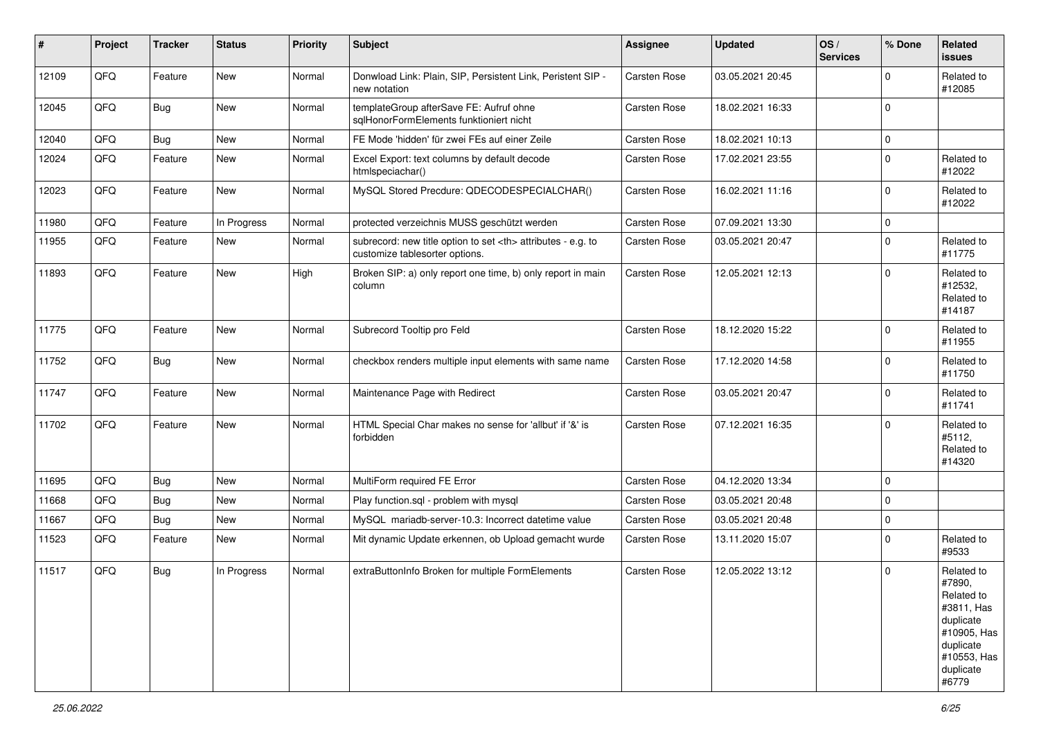| # | Project | Tracker | Status | Priority | Subject | Assignee | Updated | OS / Services | % Done | Related issues |
|---|---|---|---|---|---|---|---|---|---|---|
| 12109 | QFQ | Feature | New | Normal | Donwload Link: Plain, SIP, Persistent Link, Peristent SIP - new notation | Carsten Rose | 03.05.2021 20:45 | | 0 | Related to #12085 |
| 12045 | QFQ | Bug | New | Normal | templateGroup afterSave FE: Aufruf ohne sqlHonorFormElements funktioniert nicht | Carsten Rose | 18.02.2021 16:33 | | 0 | |
| 12040 | QFQ | Bug | New | Normal | FE Mode 'hidden' für zwei FEs auf einer Zeile | Carsten Rose | 18.02.2021 10:13 | | 0 | |
| 12024 | QFQ | Feature | New | Normal | Excel Export: text columns by default decode htmlspeciachar() | Carsten Rose | 17.02.2021 23:55 | | 0 | Related to #12022 |
| 12023 | QFQ | Feature | New | Normal | MySQL Stored Precdure: QDECODESPECIALCHAR() | Carsten Rose | 16.02.2021 11:16 | | 0 | Related to #12022 |
| 11980 | QFQ | Feature | In Progress | Normal | protected verzeichnis MUSS geschützt werden | Carsten Rose | 07.09.2021 13:30 | | 0 | |
| 11955 | QFQ | Feature | New | Normal | subrecord: new title option to set <th> attributes - e.g. to customize tablesorter options. | Carsten Rose | 03.05.2021 20:47 | | 0 | Related to #11775 |
| 11893 | QFQ | Feature | New | High | Broken SIP: a) only report one time, b) only report in main column | Carsten Rose | 12.05.2021 12:13 | | 0 | Related to #12532, Related to #14187 |
| 11775 | QFQ | Feature | New | Normal | Subrecord Tooltip pro Feld | Carsten Rose | 18.12.2020 15:22 | | 0 | Related to #11955 |
| 11752 | QFQ | Bug | New | Normal | checkbox renders multiple input elements with same name | Carsten Rose | 17.12.2020 14:58 | | 0 | Related to #11750 |
| 11747 | QFQ | Feature | New | Normal | Maintenance Page with Redirect | Carsten Rose | 03.05.2021 20:47 | | 0 | Related to #11741 |
| 11702 | QFQ | Feature | New | Normal | HTML Special Char makes no sense for 'allbut' if '&' is forbidden | Carsten Rose | 07.12.2021 16:35 | | 0 | Related to #5112, Related to #14320 |
| 11695 | QFQ | Bug | New | Normal | MultiForm required FE Error | Carsten Rose | 04.12.2020 13:34 | | 0 | |
| 11668 | QFQ | Bug | New | Normal | Play function.sql - problem with mysql | Carsten Rose | 03.05.2021 20:48 | | 0 | |
| 11667 | QFQ | Bug | New | Normal | MySQL mariadb-server-10.3: Incorrect datetime value | Carsten Rose | 03.05.2021 20:48 | | 0 | |
| 11523 | QFQ | Feature | New | Normal | Mit dynamic Update erkennen, ob Upload gemacht wurde | Carsten Rose | 13.11.2020 15:07 | | 0 | Related to #9533 |
| 11517 | QFQ | Bug | In Progress | Normal | extraButtonInfo Broken for multiple FormElements | Carsten Rose | 12.05.2022 13:12 | | 0 | Related to #7890, Related to #3811, Has duplicate #10905, Has duplicate #10553, Has duplicate #6779 |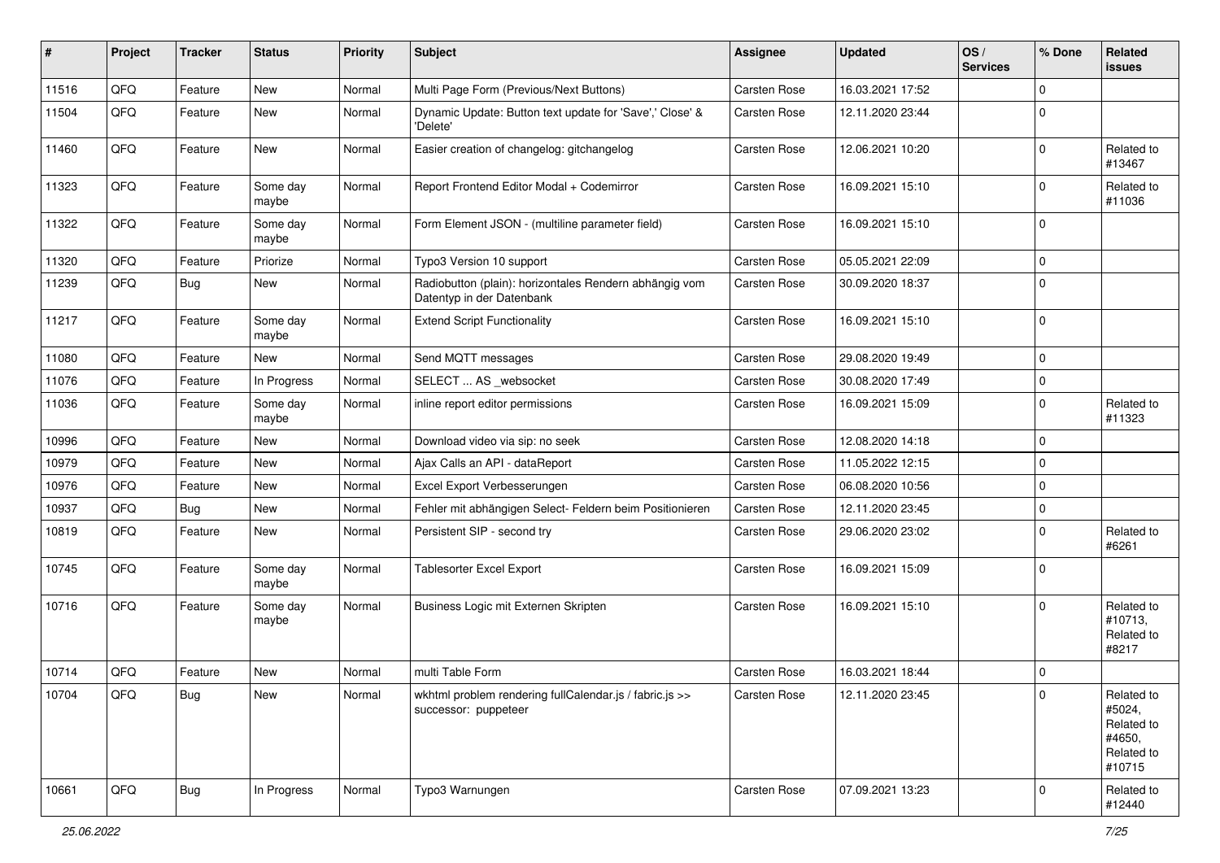| # | Project | Tracker | Status | Priority | Subject | Assignee | Updated | OS / Services | % Done | Related issues |
|---|---|---|---|---|---|---|---|---|---|---|
| 11516 | QFQ | Feature | New | Normal | Multi Page Form (Previous/Next Buttons) | Carsten Rose | 16.03.2021 17:52 | | 0 | |
| 11504 | QFQ | Feature | New | Normal | Dynamic Update: Button text update for 'Save',' Close' & 'Delete' | Carsten Rose | 12.11.2020 23:44 | | 0 | |
| 11460 | QFQ | Feature | New | Normal | Easier creation of changelog: gitchangelog | Carsten Rose | 12.06.2021 10:20 | | 0 | Related to #13467 |
| 11323 | QFQ | Feature | Some day maybe | Normal | Report Frontend Editor Modal + Codemirror | Carsten Rose | 16.09.2021 15:10 | | 0 | Related to #11036 |
| 11322 | QFQ | Feature | Some day maybe | Normal | Form Element JSON - (multiline parameter field) | Carsten Rose | 16.09.2021 15:10 | | 0 | |
| 11320 | QFQ | Feature | Priorize | Normal | Typo3 Version 10 support | Carsten Rose | 05.05.2021 22:09 | | 0 | |
| 11239 | QFQ | Bug | New | Normal | Radiobutton (plain): horizontales Rendern abhängig vom Datentyp in der Datenbank | Carsten Rose | 30.09.2020 18:37 | | 0 | |
| 11217 | QFQ | Feature | Some day maybe | Normal | Extend Script Functionality | Carsten Rose | 16.09.2021 15:10 | | 0 | |
| 11080 | QFQ | Feature | New | Normal | Send MQTT messages | Carsten Rose | 29.08.2020 19:49 | | 0 | |
| 11076 | QFQ | Feature | In Progress | Normal | SELECT ... AS _websocket | Carsten Rose | 30.08.2020 17:49 | | 0 | |
| 11036 | QFQ | Feature | Some day maybe | Normal | inline report editor permissions | Carsten Rose | 16.09.2021 15:09 | | 0 | Related to #11323 |
| 10996 | QFQ | Feature | New | Normal | Download video via sip: no seek | Carsten Rose | 12.08.2020 14:18 | | 0 | |
| 10979 | QFQ | Feature | New | Normal | Ajax Calls an API - dataReport | Carsten Rose | 11.05.2022 12:15 | | 0 | |
| 10976 | QFQ | Feature | New | Normal | Excel Export Verbesserungen | Carsten Rose | 06.08.2020 10:56 | | 0 | |
| 10937 | QFQ | Bug | New | Normal | Fehler mit abhängigen Select- Feldern beim Positionieren | Carsten Rose | 12.11.2020 23:45 | | 0 | |
| 10819 | QFQ | Feature | New | Normal | Persistent SIP - second try | Carsten Rose | 29.06.2020 23:02 | | 0 | Related to #6261 |
| 10745 | QFQ | Feature | Some day maybe | Normal | Tablesorter Excel Export | Carsten Rose | 16.09.2021 15:09 | | 0 | |
| 10716 | QFQ | Feature | Some day maybe | Normal | Business Logic mit Externen Skripten | Carsten Rose | 16.09.2021 15:10 | | 0 | Related to #10713, Related to #8217 |
| 10714 | QFQ | Feature | New | Normal | multi Table Form | Carsten Rose | 16.03.2021 18:44 | | 0 | |
| 10704 | QFQ | Bug | New | Normal | wkhtml problem rendering fullCalendar.js / fabric.js >> successor: puppeteer | Carsten Rose | 12.11.2020 23:45 | | 0 | Related to #5024, Related to #4650, Related to #10715 |
| 10661 | QFQ | Bug | In Progress | Normal | Typo3 Warnungen | Carsten Rose | 07.09.2021 13:23 | | 0 | Related to #12440 |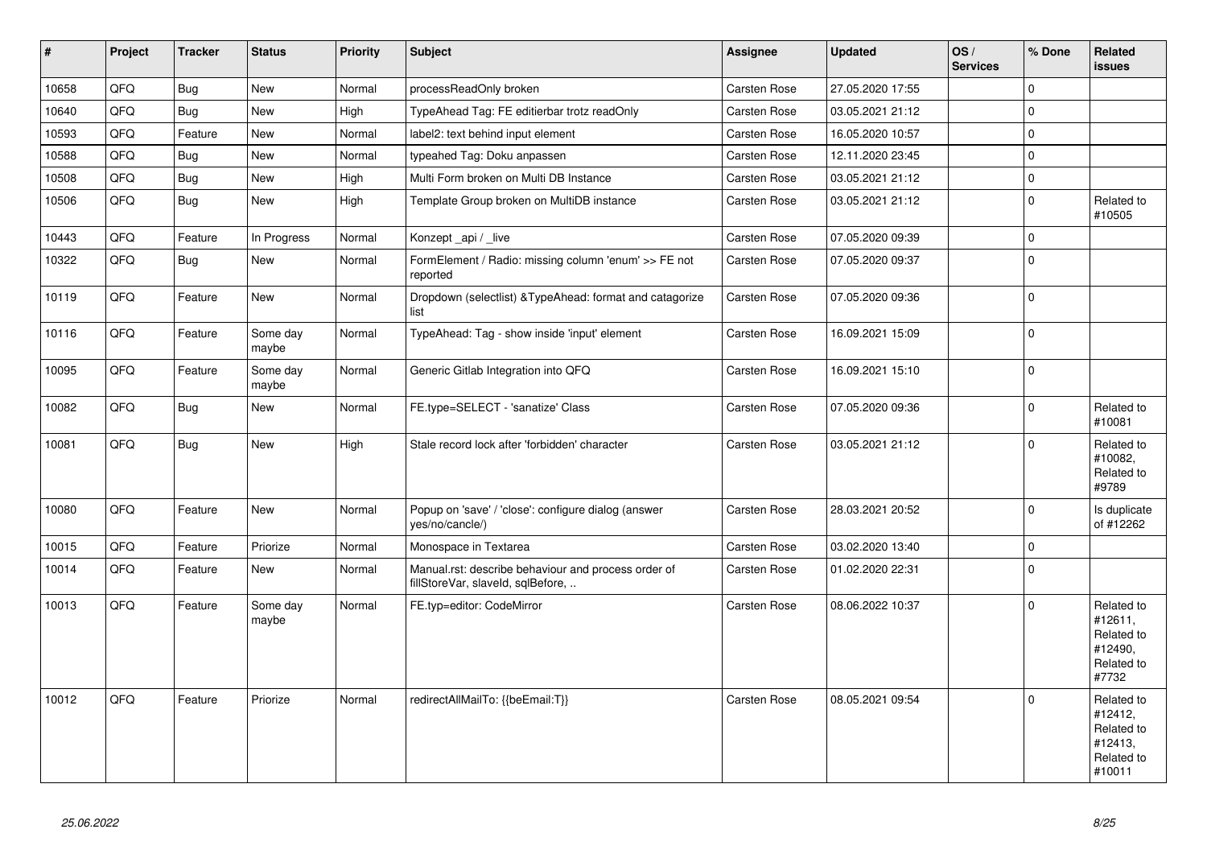| # | Project | Tracker | Status | Priority | Subject | Assignee | Updated | OS / Services | % Done | Related issues |
|---|---|---|---|---|---|---|---|---|---|---|
| 10658 | QFQ | Bug | New | Normal | processReadOnly broken | Carsten Rose | 27.05.2020 17:55 | | 0 | |
| 10640 | QFQ | Bug | New | High | TypeAhead Tag: FE editierbar trotz readOnly | Carsten Rose | 03.05.2021 21:12 | | 0 | |
| 10593 | QFQ | Feature | New | Normal | label2: text behind input element | Carsten Rose | 16.05.2020 10:57 | | 0 | |
| 10588 | QFQ | Bug | New | Normal | typeahed Tag: Doku anpassen | Carsten Rose | 12.11.2020 23:45 | | 0 | |
| 10508 | QFQ | Bug | New | High | Multi Form broken on Multi DB Instance | Carsten Rose | 03.05.2021 21:12 | | 0 | |
| 10506 | QFQ | Bug | New | High | Template Group broken on MultiDB instance | Carsten Rose | 03.05.2021 21:12 | | 0 | Related to #10505 |
| 10443 | QFQ | Feature | In Progress | Normal | Konzept _api / _live | Carsten Rose | 07.05.2020 09:39 | | 0 | |
| 10322 | QFQ | Bug | New | Normal | FormElement / Radio: missing column 'enum' >> FE not reported | Carsten Rose | 07.05.2020 09:37 | | 0 | |
| 10119 | QFQ | Feature | New | Normal | Dropdown (selectlist) &TypeAhead: format and catagorize list | Carsten Rose | 07.05.2020 09:36 | | 0 | |
| 10116 | QFQ | Feature | Some day maybe | Normal | TypeAhead: Tag - show inside 'input' element | Carsten Rose | 16.09.2021 15:09 | | 0 | |
| 10095 | QFQ | Feature | Some day maybe | Normal | Generic Gitlab Integration into QFQ | Carsten Rose | 16.09.2021 15:10 | | 0 | |
| 10082 | QFQ | Bug | New | Normal | FE.type=SELECT - 'sanatize' Class | Carsten Rose | 07.05.2020 09:36 | | 0 | Related to #10081 |
| 10081 | QFQ | Bug | New | High | Stale record lock after 'forbidden' character | Carsten Rose | 03.05.2021 21:12 | | 0 | Related to #10082, Related to #9789 |
| 10080 | QFQ | Feature | New | Normal | Popup on 'save' / 'close': configure dialog (answer yes/no/cancle/) | Carsten Rose | 28.03.2021 20:52 | | 0 | Is duplicate of #12262 |
| 10015 | QFQ | Feature | Priorize | Normal | Monospace in Textarea | Carsten Rose | 03.02.2020 13:40 | | 0 | |
| 10014 | QFQ | Feature | New | Normal | Manual.rst: describe behaviour and process order of fillStoreVar, slaveId, sqlBefore, .. | Carsten Rose | 01.02.2020 22:31 | | 0 | |
| 10013 | QFQ | Feature | Some day maybe | Normal | FE.typ=editor: CodeMirror | Carsten Rose | 08.06.2022 10:37 | | 0 | Related to #12611, Related to #12490, Related to #7732 |
| 10012 | QFQ | Feature | Priorize | Normal | redirectAllMailTo: {{beEmail:T}} | Carsten Rose | 08.05.2021 09:54 | | 0 | Related to #12412, Related to #12413, Related to #10011 |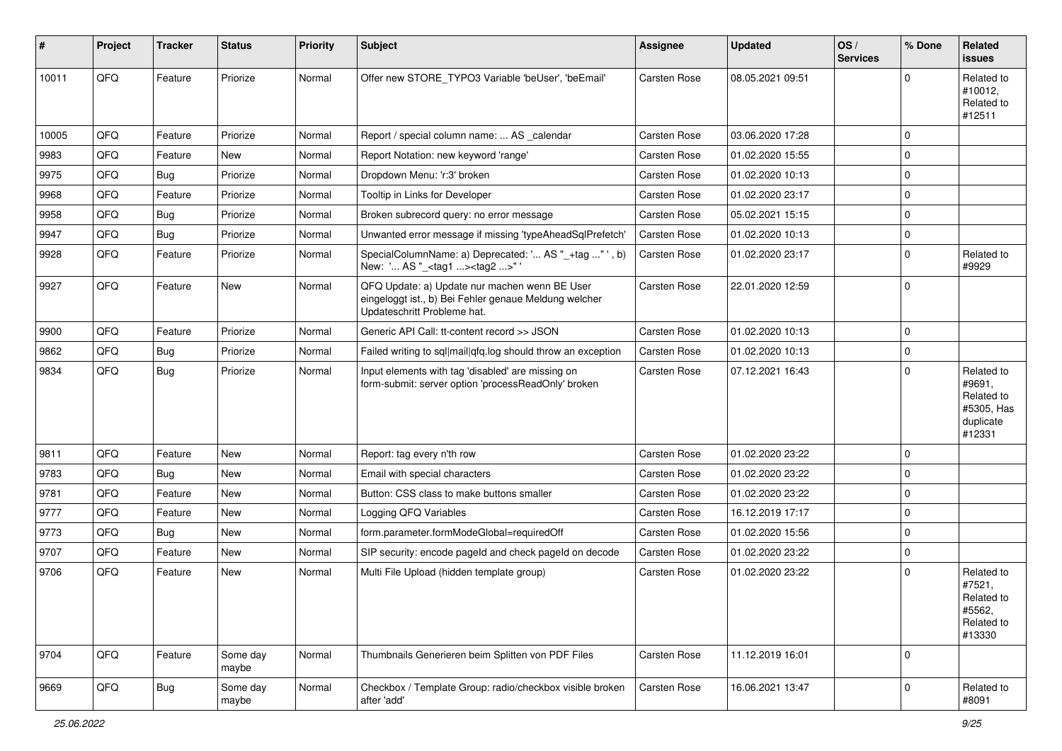| # | Project | Tracker | Status | Priority | Subject | Assignee | Updated | OS / Services | % Done | Related issues |
|---|---|---|---|---|---|---|---|---|---|---|
| 10011 | QFQ | Feature | Priorize | Normal | Offer new STORE_TYPO3 Variable 'beUser', 'beEmail' | Carsten Rose | 08.05.2021 09:51 | | 0 | Related to #10012, Related to #12511 |
| 10005 | QFQ | Feature | Priorize | Normal | Report / special column name: ... AS _calendar | Carsten Rose | 03.06.2020 17:28 | | 0 | |
| 9983 | QFQ | Feature | New | Normal | Report Notation: new keyword 'range' | Carsten Rose | 01.02.2020 15:55 | | 0 | |
| 9975 | QFQ | Bug | Priorize | Normal | Dropdown Menu: 'r:3' broken | Carsten Rose | 01.02.2020 10:13 | | 0 | |
| 9968 | QFQ | Feature | Priorize | Normal | Tooltip in Links for Developer | Carsten Rose | 01.02.2020 23:17 | | 0 | |
| 9958 | QFQ | Bug | Priorize | Normal | Broken subrecord query: no error message | Carsten Rose | 05.02.2021 15:15 | | 0 | |
| 9947 | QFQ | Bug | Priorize | Normal | Unwanted error message if missing 'typeAheadSqlPrefetch' | Carsten Rose | 01.02.2020 10:13 | | 0 | |
| 9928 | QFQ | Feature | Priorize | Normal | SpecialColumnName: a) Deprecated: '... AS "_+tag ..." ', b) New: '... AS "_<tag1 ...><tag2 ...>" ' | Carsten Rose | 01.02.2020 23:17 | | 0 | Related to #9929 |
| 9927 | QFQ | Feature | New | Normal | QFQ Update: a) Update nur machen wenn BE User eingeloggt ist., b) Bei Fehler genaue Meldung welcher Updateschritt Probleme hat. | Carsten Rose | 22.01.2020 12:59 | | 0 | |
| 9900 | QFQ | Feature | Priorize | Normal | Generic API Call: tt-content record >> JSON | Carsten Rose | 01.02.2020 10:13 | | 0 | |
| 9862 | QFQ | Bug | Priorize | Normal | Failed writing to sql\|mail\|qfq.log should throw an exception | Carsten Rose | 01.02.2020 10:13 | | 0 | |
| 9834 | QFQ | Bug | Priorize | Normal | Input elements with tag 'disabled' are missing on form-submit: server option 'processReadOnly' broken | Carsten Rose | 07.12.2021 16:43 | | 0 | Related to #9691, Related to #5305, Has duplicate #12331 |
| 9811 | QFQ | Feature | New | Normal | Report: tag every n'th row | Carsten Rose | 01.02.2020 23:22 | | 0 | |
| 9783 | QFQ | Bug | New | Normal | Email with special characters | Carsten Rose | 01.02.2020 23:22 | | 0 | |
| 9781 | QFQ | Feature | New | Normal | Button: CSS class to make buttons smaller | Carsten Rose | 01.02.2020 23:22 | | 0 | |
| 9777 | QFQ | Feature | New | Normal | Logging QFQ Variables | Carsten Rose | 16.12.2019 17:17 | | 0 | |
| 9773 | QFQ | Bug | New | Normal | form.parameter.formModeGlobal=requiredOff | Carsten Rose | 01.02.2020 15:56 | | 0 | |
| 9707 | QFQ | Feature | New | Normal | SIP security: encode pageId and check pageId on decode | Carsten Rose | 01.02.2020 23:22 | | 0 | |
| 9706 | QFQ | Feature | New | Normal | Multi File Upload (hidden template group) | Carsten Rose | 01.02.2020 23:22 | | 0 | Related to #7521, Related to #5562, Related to #13330 |
| 9704 | QFQ | Feature | Some day maybe | Normal | Thumbnails Generieren beim Splitten von PDF Files | Carsten Rose | 11.12.2019 16:01 | | 0 | |
| 9669 | QFQ | Bug | Some day maybe | Normal | Checkbox / Template Group: radio/checkbox visible broken after 'add' | Carsten Rose | 16.06.2021 13:47 | | 0 | Related to #8091 |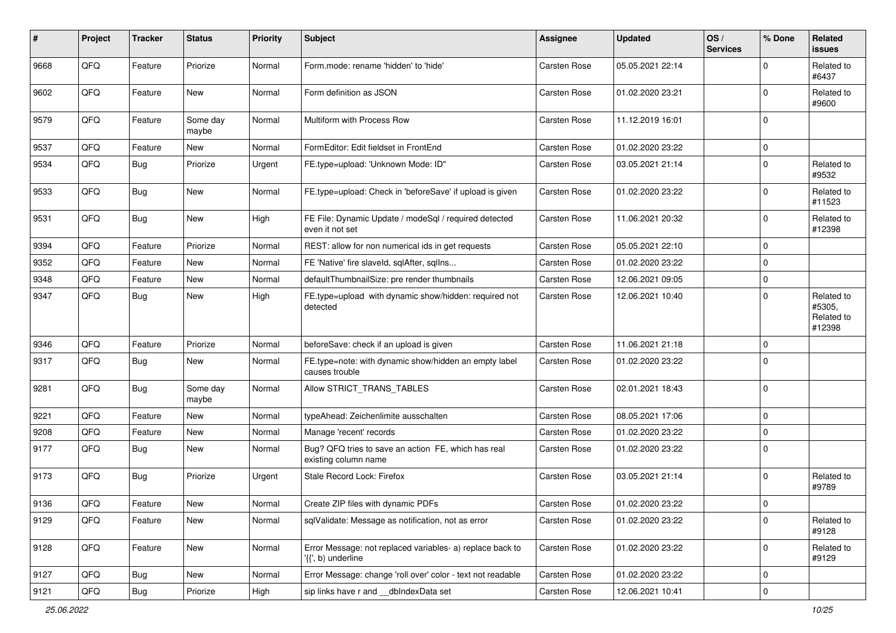| # | Project | Tracker | Status | Priority | Subject | Assignee | Updated | OS / Services | % Done | Related issues |
|---|---|---|---|---|---|---|---|---|---|---|
| 9668 | QFQ | Feature | Priorize | Normal | Form.mode: rename 'hidden' to 'hide' | Carsten Rose | 05.05.2021 22:14 | | 0 | Related to #6437 |
| 9602 | QFQ | Feature | New | Normal | Form definition as JSON | Carsten Rose | 01.02.2020 23:21 | | 0 | Related to #9600 |
| 9579 | QFQ | Feature | Some day maybe | Normal | Multiform with Process Row | Carsten Rose | 11.12.2019 16:01 | | 0 | |
| 9537 | QFQ | Feature | New | Normal | FormEditor: Edit fieldset in FrontEnd | Carsten Rose | 01.02.2020 23:22 | | 0 | |
| 9534 | QFQ | Bug | Priorize | Urgent | FE.type=upload: 'Unknown Mode: ID" | Carsten Rose | 03.05.2021 21:14 | | 0 | Related to #9532 |
| 9533 | QFQ | Bug | New | Normal | FE.type=upload: Check in 'beforeSave' if upload is given | Carsten Rose | 01.02.2020 23:22 | | 0 | Related to #11523 |
| 9531 | QFQ | Bug | New | High | FE File: Dynamic Update / modeSql / required detected even it not set | Carsten Rose | 11.06.2021 20:32 | | 0 | Related to #12398 |
| 9394 | QFQ | Feature | Priorize | Normal | REST: allow for non numerical ids in get requests | Carsten Rose | 05.05.2021 22:10 | | 0 | |
| 9352 | QFQ | Feature | New | Normal | FE 'Native' fire slaveId, sqlAfter, sqlIns... | Carsten Rose | 01.02.2020 23:22 | | 0 | |
| 9348 | QFQ | Feature | New | Normal | defaultThumbnailSize: pre render thumbnails | Carsten Rose | 12.06.2021 09:05 | | 0 | |
| 9347 | QFQ | Bug | New | High | FE.type=upload with dynamic show/hidden: required not detected | Carsten Rose | 12.06.2021 10:40 | | 0 | Related to #5305, Related to #12398 |
| 9346 | QFQ | Feature | Priorize | Normal | beforeSave: check if an upload is given | Carsten Rose | 11.06.2021 21:18 | | 0 | |
| 9317 | QFQ | Bug | New | Normal | FE.type=note: with dynamic show/hidden an empty label causes trouble | Carsten Rose | 01.02.2020 23:22 | | 0 | |
| 9281 | QFQ | Bug | Some day maybe | Normal | Allow STRICT_TRANS_TABLES | Carsten Rose | 02.01.2021 18:43 | | 0 | |
| 9221 | QFQ | Feature | New | Normal | typeAhead: Zeichenlimite ausschalten | Carsten Rose | 08.05.2021 17:06 | | 0 | |
| 9208 | QFQ | Feature | New | Normal | Manage 'recent' records | Carsten Rose | 01.02.2020 23:22 | | 0 | |
| 9177 | QFQ | Bug | New | Normal | Bug? QFQ tries to save an action FE, which has real existing column name | Carsten Rose | 01.02.2020 23:22 | | 0 | |
| 9173 | QFQ | Bug | Priorize | Urgent | Stale Record Lock: Firefox | Carsten Rose | 03.05.2021 21:14 | | 0 | Related to #9789 |
| 9136 | QFQ | Feature | New | Normal | Create ZIP files with dynamic PDFs | Carsten Rose | 01.02.2020 23:22 | | 0 | |
| 9129 | QFQ | Feature | New | Normal | sqlValidate: Message as notification, not as error | Carsten Rose | 01.02.2020 23:22 | | 0 | Related to #9128 |
| 9128 | QFQ | Feature | New | Normal | Error Message: not replaced variables- a) replace back to '{{', b) underline | Carsten Rose | 01.02.2020 23:22 | | 0 | Related to #9129 |
| 9127 | QFQ | Bug | New | Normal | Error Message: change 'roll over' color - text not readable | Carsten Rose | 01.02.2020 23:22 | | 0 | |
| 9121 | QFQ | Bug | Priorize | High | sip links have r and __dbIndexData set | Carsten Rose | 12.06.2021 10:41 | | 0 | |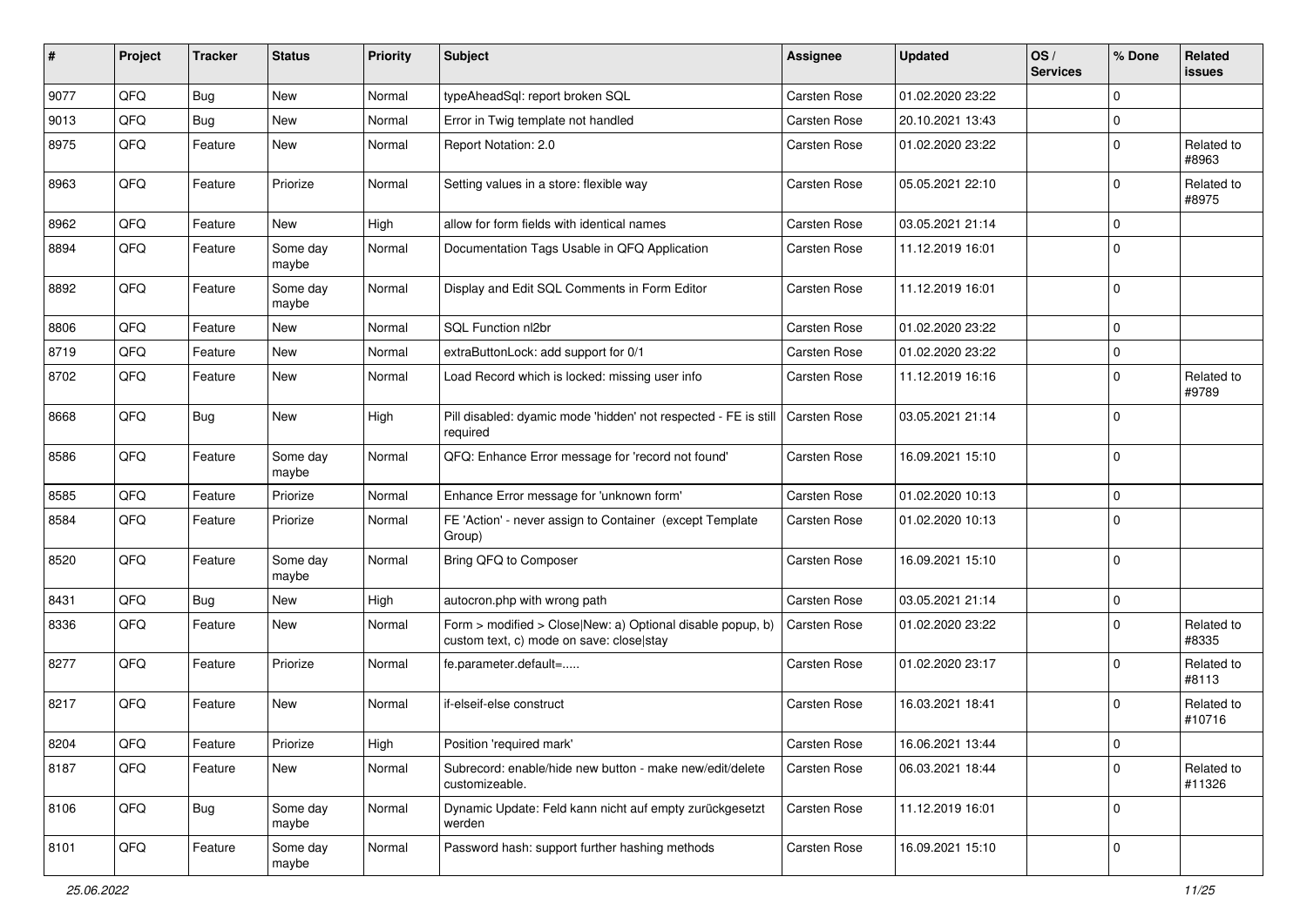| # | Project | Tracker | Status | Priority | Subject | Assignee | Updated | OS / Services | % Done | Related issues |
|---|---|---|---|---|---|---|---|---|---|---|
| 9077 | QFQ | Bug | New | Normal | typeAheadSql: report broken SQL | Carsten Rose | 01.02.2020 23:22 | | 0 | |
| 9013 | QFQ | Bug | New | Normal | Error in Twig template not handled | Carsten Rose | 20.10.2021 13:43 | | 0 | |
| 8975 | QFQ | Feature | New | Normal | Report Notation: 2.0 | Carsten Rose | 01.02.2020 23:22 | | 0 | Related to #8963 |
| 8963 | QFQ | Feature | Priorize | Normal | Setting values in a store: flexible way | Carsten Rose | 05.05.2021 22:10 | | 0 | Related to #8975 |
| 8962 | QFQ | Feature | New | High | allow for form fields with identical names | Carsten Rose | 03.05.2021 21:14 | | 0 | |
| 8894 | QFQ | Feature | Some day maybe | Normal | Documentation Tags Usable in QFQ Application | Carsten Rose | 11.12.2019 16:01 | | 0 | |
| 8892 | QFQ | Feature | Some day maybe | Normal | Display and Edit SQL Comments in Form Editor | Carsten Rose | 11.12.2019 16:01 | | 0 | |
| 8806 | QFQ | Feature | New | Normal | SQL Function nl2br | Carsten Rose | 01.02.2020 23:22 | | 0 | |
| 8719 | QFQ | Feature | New | Normal | extraButtonLock: add support for 0/1 | Carsten Rose | 01.02.2020 23:22 | | 0 | |
| 8702 | QFQ | Feature | New | Normal | Load Record which is locked: missing user info | Carsten Rose | 11.12.2019 16:16 | | 0 | Related to #9789 |
| 8668 | QFQ | Bug | New | High | Pill disabled: dyamic mode 'hidden' not respected - FE is still required | Carsten Rose | 03.05.2021 21:14 | | 0 | |
| 8586 | QFQ | Feature | Some day maybe | Normal | QFQ: Enhance Error message for 'record not found' | Carsten Rose | 16.09.2021 15:10 | | 0 | |
| 8585 | QFQ | Feature | Priorize | Normal | Enhance Error message for 'unknown form' | Carsten Rose | 01.02.2020 10:13 | | 0 | |
| 8584 | QFQ | Feature | Priorize | Normal | FE 'Action' - never assign to Container (except Template Group) | Carsten Rose | 01.02.2020 10:13 | | 0 | |
| 8520 | QFQ | Feature | Some day maybe | Normal | Bring QFQ to Composer | Carsten Rose | 16.09.2021 15:10 | | 0 | |
| 8431 | QFQ | Bug | New | High | autocron.php with wrong path | Carsten Rose | 03.05.2021 21:14 | | 0 | |
| 8336 | QFQ | Feature | New | Normal | Form > modified > Close\|New: a) Optional disable popup, b) custom text, c) mode on save: close\|stay | Carsten Rose | 01.02.2020 23:22 | | 0 | Related to #8335 |
| 8277 | QFQ | Feature | Priorize | Normal | fe.parameter.default=..... | Carsten Rose | 01.02.2020 23:17 | | 0 | Related to #8113 |
| 8217 | QFQ | Feature | New | Normal | if-elseif-else construct | Carsten Rose | 16.03.2021 18:41 | | 0 | Related to #10716 |
| 8204 | QFQ | Feature | Priorize | High | Position 'required mark' | Carsten Rose | 16.06.2021 13:44 | | 0 | |
| 8187 | QFQ | Feature | New | Normal | Subrecord: enable/hide new button - make new/edit/delete customizeable. | Carsten Rose | 06.03.2021 18:44 | | 0 | Related to #11326 |
| 8106 | QFQ | Bug | Some day maybe | Normal | Dynamic Update: Feld kann nicht auf empty zurückgesetzt werden | Carsten Rose | 11.12.2019 16:01 | | 0 | |
| 8101 | QFQ | Feature | Some day maybe | Normal | Password hash: support further hashing methods | Carsten Rose | 16.09.2021 15:10 | | 0 | |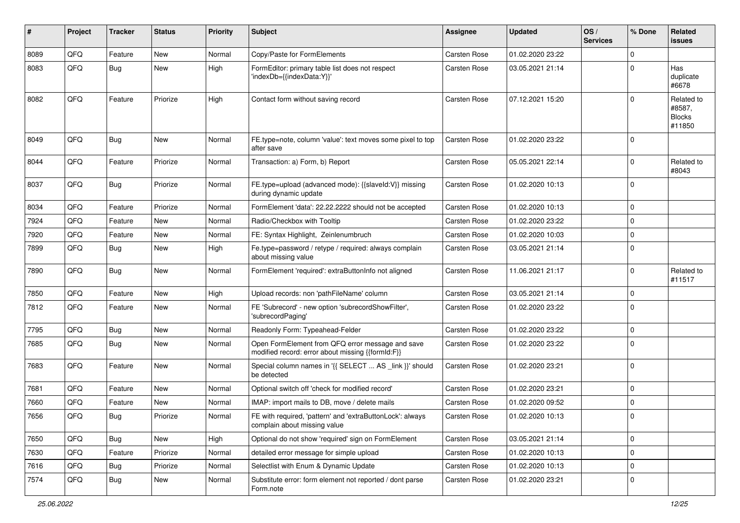| # | Project | Tracker | Status | Priority | Subject | Assignee | Updated | OS / Services | % Done | Related issues |
|---|---|---|---|---|---|---|---|---|---|---|
| 8089 | QFQ | Feature | New | Normal | Copy/Paste for FormElements | Carsten Rose | 01.02.2020 23:22 | | 0 | |
| 8083 | QFQ | Bug | New | High | FormEditor: primary table list does not respect 'indexDb={{indexData:Y}}' | Carsten Rose | 03.05.2021 21:14 | | 0 | Has duplicate #6678 |
| 8082 | QFQ | Feature | Priorize | High | Contact form without saving record | Carsten Rose | 07.12.2021 15:20 | | 0 | Related to #8587, Blocks #11850 |
| 8049 | QFQ | Bug | New | Normal | FE.type=note, column 'value': text moves some pixel to top after save | Carsten Rose | 01.02.2020 23:22 | | 0 | |
| 8044 | QFQ | Feature | Priorize | Normal | Transaction: a) Form, b) Report | Carsten Rose | 05.05.2021 22:14 | | 0 | Related to #8043 |
| 8037 | QFQ | Bug | Priorize | Normal | FE.type=upload (advanced mode): {{slaveId:V}} missing during dynamic update | Carsten Rose | 01.02.2020 10:13 | | 0 | |
| 8034 | QFQ | Feature | Priorize | Normal | FormElement 'data': 22.22.2222 should not be accepted | Carsten Rose | 01.02.2020 10:13 | | 0 | |
| 7924 | QFQ | Feature | New | Normal | Radio/Checkbox with Tooltip | Carsten Rose | 01.02.2020 23:22 | | 0 | |
| 7920 | QFQ | Feature | New | Normal | FE: Syntax Highlight, Zeinlenumbruch | Carsten Rose | 01.02.2020 10:03 | | 0 | |
| 7899 | QFQ | Bug | New | High | Fe.type=password / retype / required: always complain about missing value | Carsten Rose | 03.05.2021 21:14 | | 0 | |
| 7890 | QFQ | Bug | New | Normal | FormElement 'required': extraButtonInfo not aligned | Carsten Rose | 11.06.2021 21:17 | | 0 | Related to #11517 |
| 7850 | QFQ | Feature | New | High | Upload records: non 'pathFileName' column | Carsten Rose | 03.05.2021 21:14 | | 0 | |
| 7812 | QFQ | Feature | New | Normal | FE 'Subrecord' - new option 'subrecordShowFilter', 'subrecordPaging' | Carsten Rose | 01.02.2020 23:22 | | 0 | |
| 7795 | QFQ | Bug | New | Normal | Readonly Form: Typeahead-Felder | Carsten Rose | 01.02.2020 23:22 | | 0 | |
| 7685 | QFQ | Bug | New | Normal | Open FormElement from QFQ error message and save modified record: error about missing {{formId:F}} | Carsten Rose | 01.02.2020 23:22 | | 0 | |
| 7683 | QFQ | Feature | New | Normal | Special column names in '{{ SELECT ... AS _link }}' should be detected | Carsten Rose | 01.02.2020 23:21 | | 0 | |
| 7681 | QFQ | Feature | New | Normal | Optional switch off 'check for modified record' | Carsten Rose | 01.02.2020 23:21 | | 0 | |
| 7660 | QFQ | Feature | New | Normal | IMAP: import mails to DB, move / delete mails | Carsten Rose | 01.02.2020 09:52 | | 0 | |
| 7656 | QFQ | Bug | Priorize | Normal | FE with required, 'pattern' and 'extraButtonLock': always complain about missing value | Carsten Rose | 01.02.2020 10:13 | | 0 | |
| 7650 | QFQ | Bug | New | High | Optional do not show 'required' sign on FormElement | Carsten Rose | 03.05.2021 21:14 | | 0 | |
| 7630 | QFQ | Feature | Priorize | Normal | detailed error message for simple upload | Carsten Rose | 01.02.2020 10:13 | | 0 | |
| 7616 | QFQ | Bug | Priorize | Normal | Selectlist with Enum & Dynamic Update | Carsten Rose | 01.02.2020 10:13 | | 0 | |
| 7574 | QFQ | Bug | New | Normal | Substitute error: form element not reported / dont parse Form.note | Carsten Rose | 01.02.2020 23:21 | | 0 | |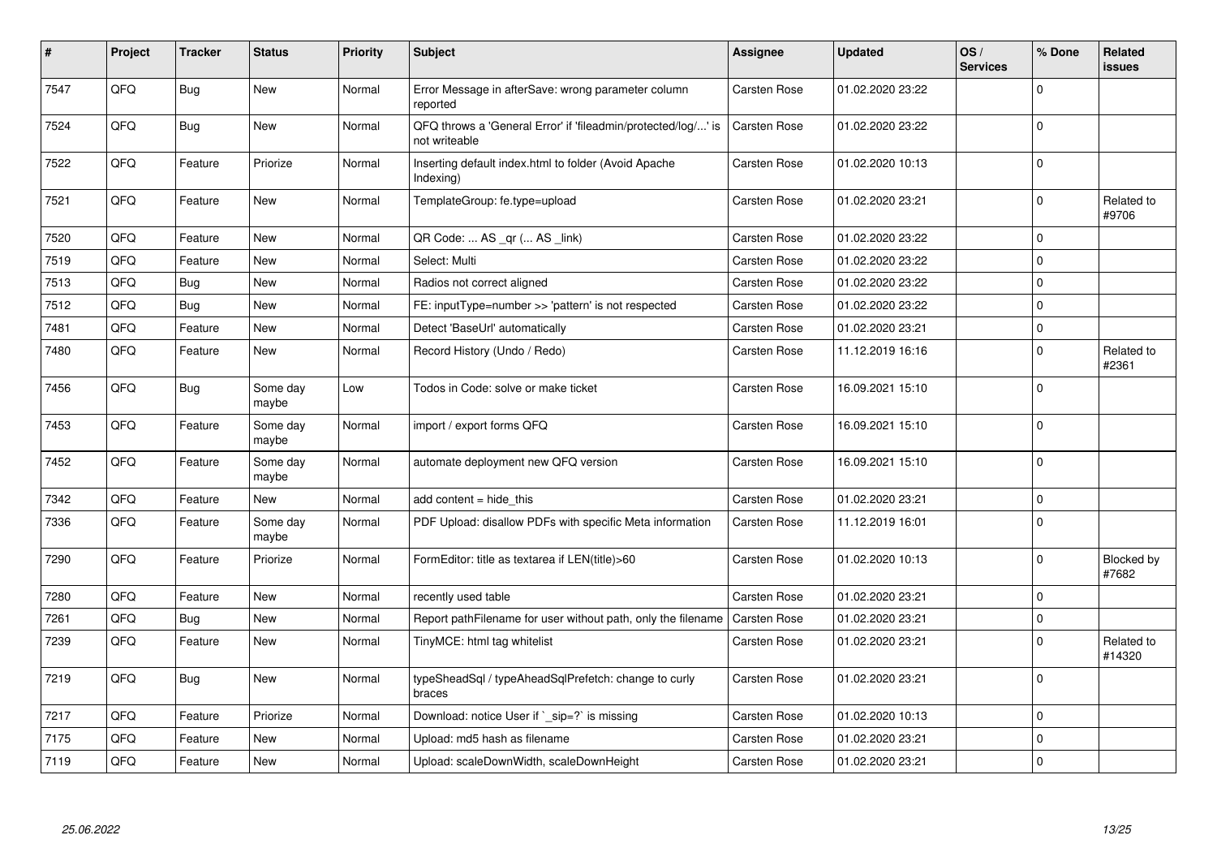| # | Project | Tracker | Status | Priority | Subject | Assignee | Updated | OS / Services | % Done | Related issues |
|---|---|---|---|---|---|---|---|---|---|---|
| 7547 | QFQ | Bug | New | Normal | Error Message in afterSave: wrong parameter column reported | Carsten Rose | 01.02.2020 23:22 | | 0 | |
| 7524 | QFQ | Bug | New | Normal | QFQ throws a 'General Error' if 'fileadmin/protected/log/...' is not writeable | Carsten Rose | 01.02.2020 23:22 | | 0 | |
| 7522 | QFQ | Feature | Priorize | Normal | Inserting default index.html to folder (Avoid Apache Indexing) | Carsten Rose | 01.02.2020 10:13 | | 0 | |
| 7521 | QFQ | Feature | New | Normal | TemplateGroup: fe.type=upload | Carsten Rose | 01.02.2020 23:21 | | 0 | Related to #9706 |
| 7520 | QFQ | Feature | New | Normal | QR Code: ... AS _qr (... AS _link) | Carsten Rose | 01.02.2020 23:22 | | 0 | |
| 7519 | QFQ | Feature | New | Normal | Select: Multi | Carsten Rose | 01.02.2020 23:22 | | 0 | |
| 7513 | QFQ | Bug | New | Normal | Radios not correct aligned | Carsten Rose | 01.02.2020 23:22 | | 0 | |
| 7512 | QFQ | Bug | New | Normal | FE: inputType=number >> 'pattern' is not respected | Carsten Rose | 01.02.2020 23:22 | | 0 | |
| 7481 | QFQ | Feature | New | Normal | Detect 'BaseUrl' automatically | Carsten Rose | 01.02.2020 23:21 | | 0 | |
| 7480 | QFQ | Feature | New | Normal | Record History (Undo / Redo) | Carsten Rose | 11.12.2019 16:16 | | 0 | Related to #2361 |
| 7456 | QFQ | Bug | Some day maybe | Low | Todos in Code: solve or make ticket | Carsten Rose | 16.09.2021 15:10 | | 0 | |
| 7453 | QFQ | Feature | Some day maybe | Normal | import / export forms QFQ | Carsten Rose | 16.09.2021 15:10 | | 0 | |
| 7452 | QFQ | Feature | Some day maybe | Normal | automate deployment new QFQ version | Carsten Rose | 16.09.2021 15:10 | | 0 | |
| 7342 | QFQ | Feature | New | Normal | add content = hide_this | Carsten Rose | 01.02.2020 23:21 | | 0 | |
| 7336 | QFQ | Feature | Some day maybe | Normal | PDF Upload: disallow PDFs with specific Meta information | Carsten Rose | 11.12.2019 16:01 | | 0 | |
| 7290 | QFQ | Feature | Priorize | Normal | FormEditor: title as textarea if LEN(title)>60 | Carsten Rose | 01.02.2020 10:13 | | 0 | Blocked by #7682 |
| 7280 | QFQ | Feature | New | Normal | recently used table | Carsten Rose | 01.02.2020 23:21 | | 0 | |
| 7261 | QFQ | Bug | New | Normal | Report pathFilename for user without path, only the filename | Carsten Rose | 01.02.2020 23:21 | | 0 | |
| 7239 | QFQ | Feature | New | Normal | TinyMCE: html tag whitelist | Carsten Rose | 01.02.2020 23:21 | | 0 | Related to #14320 |
| 7219 | QFQ | Bug | New | Normal | typeSheadSql / typeAheadSqlPrefetch: change to curly braces | Carsten Rose | 01.02.2020 23:21 | | 0 | |
| 7217 | QFQ | Feature | Priorize | Normal | Download: notice User if `_sip=?` is missing | Carsten Rose | 01.02.2020 10:13 | | 0 | |
| 7175 | QFQ | Feature | New | Normal | Upload: md5 hash as filename | Carsten Rose | 01.02.2020 23:21 | | 0 | |
| 7119 | QFQ | Feature | New | Normal | Upload: scaleDownWidth, scaleDownHeight | Carsten Rose | 01.02.2020 23:21 | | 0 | |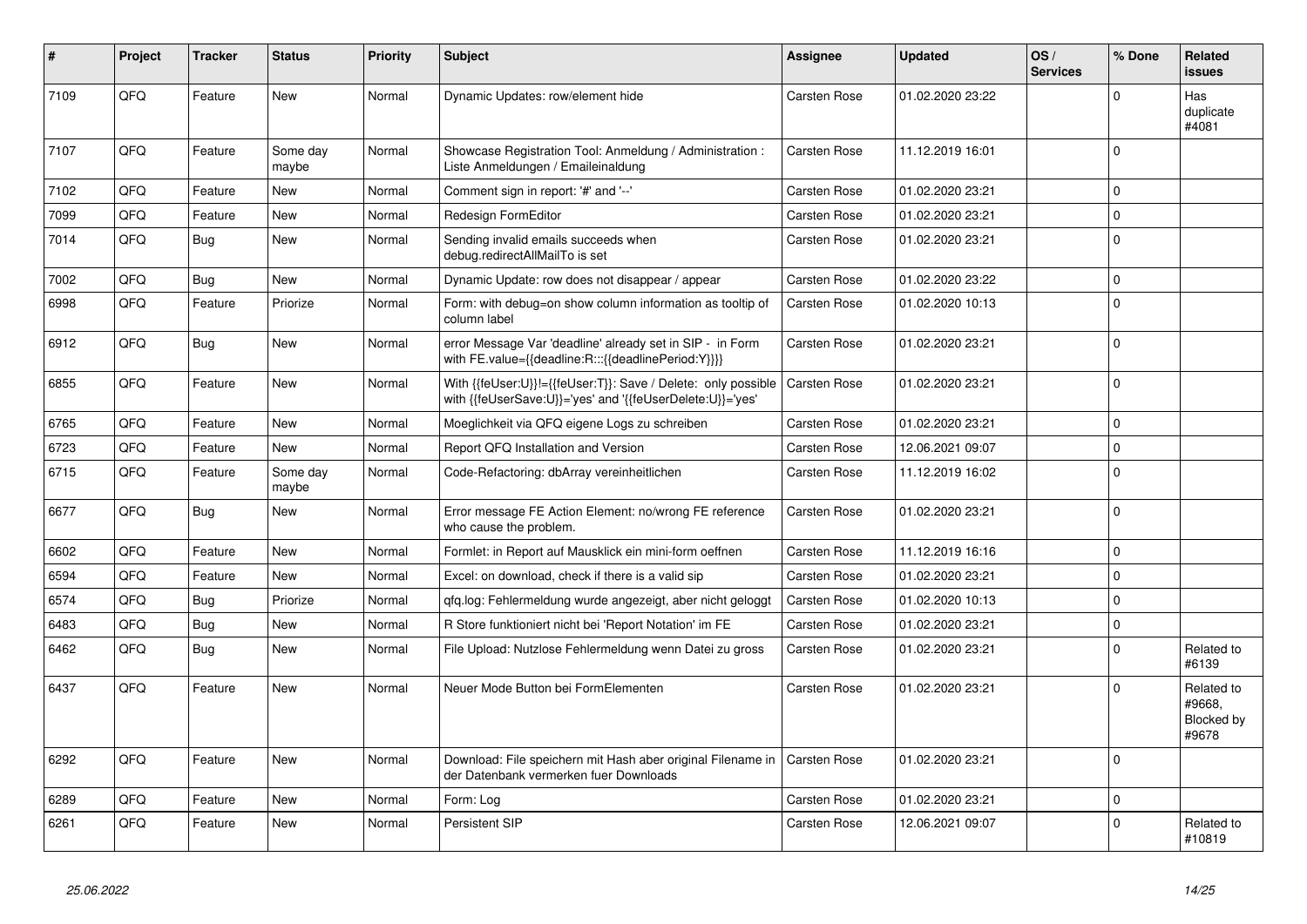| # | Project | Tracker | Status | Priority | Subject | Assignee | Updated | OS / Services | % Done | Related issues |
|---|---|---|---|---|---|---|---|---|---|---|
| 7109 | QFQ | Feature | New | Normal | Dynamic Updates: row/element hide | Carsten Rose | 01.02.2020 23:22 | | 0 | Has duplicate #4081 |
| 7107 | QFQ | Feature | Some day maybe | Normal | Showcase Registration Tool: Anmeldung / Administration : Liste Anmeldungen / Emaileinaldung | Carsten Rose | 11.12.2019 16:01 | | 0 | |
| 7102 | QFQ | Feature | New | Normal | Comment sign in report: '#' and '--' | Carsten Rose | 01.02.2020 23:21 | | 0 | |
| 7099 | QFQ | Feature | New | Normal | Redesign FormEditor | Carsten Rose | 01.02.2020 23:21 | | 0 | |
| 7014 | QFQ | Bug | New | Normal | Sending invalid emails succeeds when debug.redirectAllMailTo is set | Carsten Rose | 01.02.2020 23:21 | | 0 | |
| 7002 | QFQ | Bug | New | Normal | Dynamic Update: row does not disappear / appear | Carsten Rose | 01.02.2020 23:22 | | 0 | |
| 6998 | QFQ | Feature | Priorize | Normal | Form: with debug=on show column information as tooltip of column label | Carsten Rose | 01.02.2020 10:13 | | 0 | |
| 6912 | QFQ | Bug | New | Normal | error Message Var 'deadline' already set in SIP - in Form with FE.value={{deadline:R:::{{deadlinePeriod:Y}}}} | Carsten Rose | 01.02.2020 23:21 | | 0 | |
| 6855 | QFQ | Feature | New | Normal | With {{feUser:U}}!={{feUser:T}}: Save / Delete: only possible with {{feUserSave:U}}='yes' and '{{feUserDelete:U}}='yes' | Carsten Rose | 01.02.2020 23:21 | | 0 | |
| 6765 | QFQ | Feature | New | Normal | Moeglichkeit via QFQ eigene Logs zu schreiben | Carsten Rose | 01.02.2020 23:21 | | 0 | |
| 6723 | QFQ | Feature | New | Normal | Report QFQ Installation and Version | Carsten Rose | 12.06.2021 09:07 | | 0 | |
| 6715 | QFQ | Feature | Some day maybe | Normal | Code-Refactoring: dbArray vereinheitlichen | Carsten Rose | 11.12.2019 16:02 | | 0 | |
| 6677 | QFQ | Bug | New | Normal | Error message FE Action Element: no/wrong FE reference who cause the problem. | Carsten Rose | 01.02.2020 23:21 | | 0 | |
| 6602 | QFQ | Feature | New | Normal | Formlet: in Report auf Mausklick ein mini-form oeffnen | Carsten Rose | 11.12.2019 16:16 | | 0 | |
| 6594 | QFQ | Feature | New | Normal | Excel: on download, check if there is a valid sip | Carsten Rose | 01.02.2020 23:21 | | 0 | |
| 6574 | QFQ | Bug | Priorize | Normal | qfq.log: Fehlermeldung wurde angezeigt, aber nicht geloggt | Carsten Rose | 01.02.2020 10:13 | | 0 | |
| 6483 | QFQ | Bug | New | Normal | R Store funktioniert nicht bei 'Report Notation' im FE | Carsten Rose | 01.02.2020 23:21 | | 0 | |
| 6462 | QFQ | Bug | New | Normal | File Upload: Nutzlose Fehlermeldung wenn Datei zu gross | Carsten Rose | 01.02.2020 23:21 | | 0 | Related to #6139 |
| 6437 | QFQ | Feature | New | Normal | Neuer Mode Button bei FormElementen | Carsten Rose | 01.02.2020 23:21 | | 0 | Related to #9668, Blocked by #9678 |
| 6292 | QFQ | Feature | New | Normal | Download: File speichern mit Hash aber original Filename in der Datenbank vermerken fuer Downloads | Carsten Rose | 01.02.2020 23:21 | | 0 | |
| 6289 | QFQ | Feature | New | Normal | Form: Log | Carsten Rose | 01.02.2020 23:21 | | 0 | |
| 6261 | QFQ | Feature | New | Normal | Persistent SIP | Carsten Rose | 12.06.2021 09:07 | | 0 | Related to #10819 |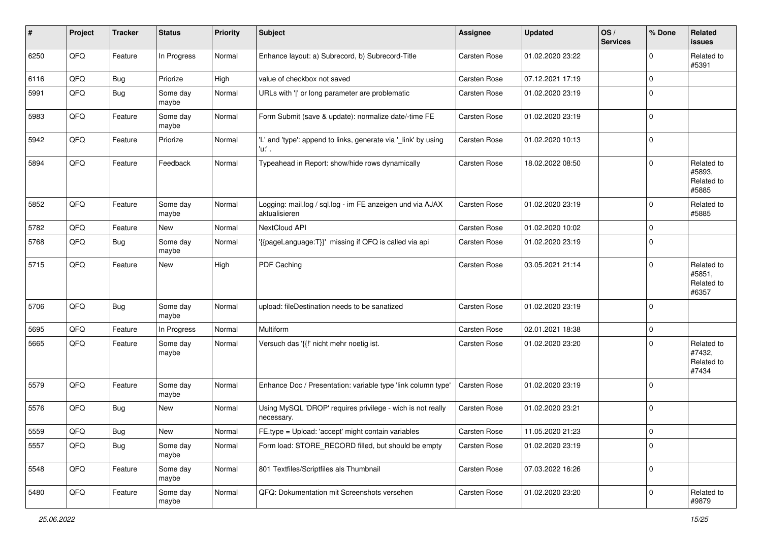| # | Project | Tracker | Status | Priority | Subject | Assignee | Updated | OS / Services | % Done | Related issues |
|---|---|---|---|---|---|---|---|---|---|---|
| 6250 | QFQ | Feature | In Progress | Normal | Enhance layout: a) Subrecord, b) Subrecord-Title | Carsten Rose | 01.02.2020 23:22 | | 0 | Related to #5391 |
| 6116 | QFQ | Bug | Priorize | High | value of checkbox not saved | Carsten Rose | 07.12.2021 17:19 | | 0 | |
| 5991 | QFQ | Bug | Some day maybe | Normal | URLs with '|' or long parameter are problematic | Carsten Rose | 01.02.2020 23:19 | | 0 | |
| 5983 | QFQ | Feature | Some day maybe | Normal | Form Submit (save & update): normalize date/-time FE | Carsten Rose | 01.02.2020 23:19 | | 0 | |
| 5942 | QFQ | Feature | Priorize | Normal | 'L' and 'type': append to links, generate via '_link' by using 'u:' . | Carsten Rose | 01.02.2020 10:13 | | 0 | |
| 5894 | QFQ | Feature | Feedback | Normal | Typeahead in Report: show/hide rows dynamically | Carsten Rose | 18.02.2022 08:50 | | 0 | Related to #5893, Related to #5885 |
| 5852 | QFQ | Feature | Some day maybe | Normal | Logging: mail.log / sql.log - im FE anzeigen und via AJAX aktualisieren | Carsten Rose | 01.02.2020 23:19 | | 0 | Related to #5885 |
| 5782 | QFQ | Feature | New | Normal | NextCloud API | Carsten Rose | 01.02.2020 10:02 | | 0 | |
| 5768 | QFQ | Bug | Some day maybe | Normal | '{{pageLanguage:T}}' missing if QFQ is called via api | Carsten Rose | 01.02.2020 23:19 | | 0 | |
| 5715 | QFQ | Feature | New | High | PDF Caching | Carsten Rose | 03.05.2021 21:14 | | 0 | Related to #5851, Related to #6357 |
| 5706 | QFQ | Bug | Some day maybe | Normal | upload: fileDestination needs to be sanatized | Carsten Rose | 01.02.2020 23:19 | | 0 | |
| 5695 | QFQ | Feature | In Progress | Normal | Multiform | Carsten Rose | 02.01.2021 18:38 | | 0 | |
| 5665 | QFQ | Feature | Some day maybe | Normal | Versuch das '{{!' nicht mehr noetig ist. | Carsten Rose | 01.02.2020 23:20 | | 0 | Related to #7432, Related to #7434 |
| 5579 | QFQ | Feature | Some day maybe | Normal | Enhance Doc / Presentation: variable type 'link column type' | Carsten Rose | 01.02.2020 23:19 | | 0 | |
| 5576 | QFQ | Bug | New | Normal | Using MySQL 'DROP' requires privilege - wich is not really necessary. | Carsten Rose | 01.02.2020 23:21 | | 0 | |
| 5559 | QFQ | Bug | New | Normal | FE.type = Upload: 'accept' might contain variables | Carsten Rose | 11.05.2020 21:23 | | 0 | |
| 5557 | QFQ | Bug | Some day maybe | Normal | Form load: STORE_RECORD filled, but should be empty | Carsten Rose | 01.02.2020 23:19 | | 0 | |
| 5548 | QFQ | Feature | Some day maybe | Normal | 801 Textfiles/Scriptfiles als Thumbnail | Carsten Rose | 07.03.2022 16:26 | | 0 | |
| 5480 | QFQ | Feature | Some day maybe | Normal | QFQ: Dokumentation mit Screenshots versehen | Carsten Rose | 01.02.2020 23:20 | | 0 | Related to #9879 |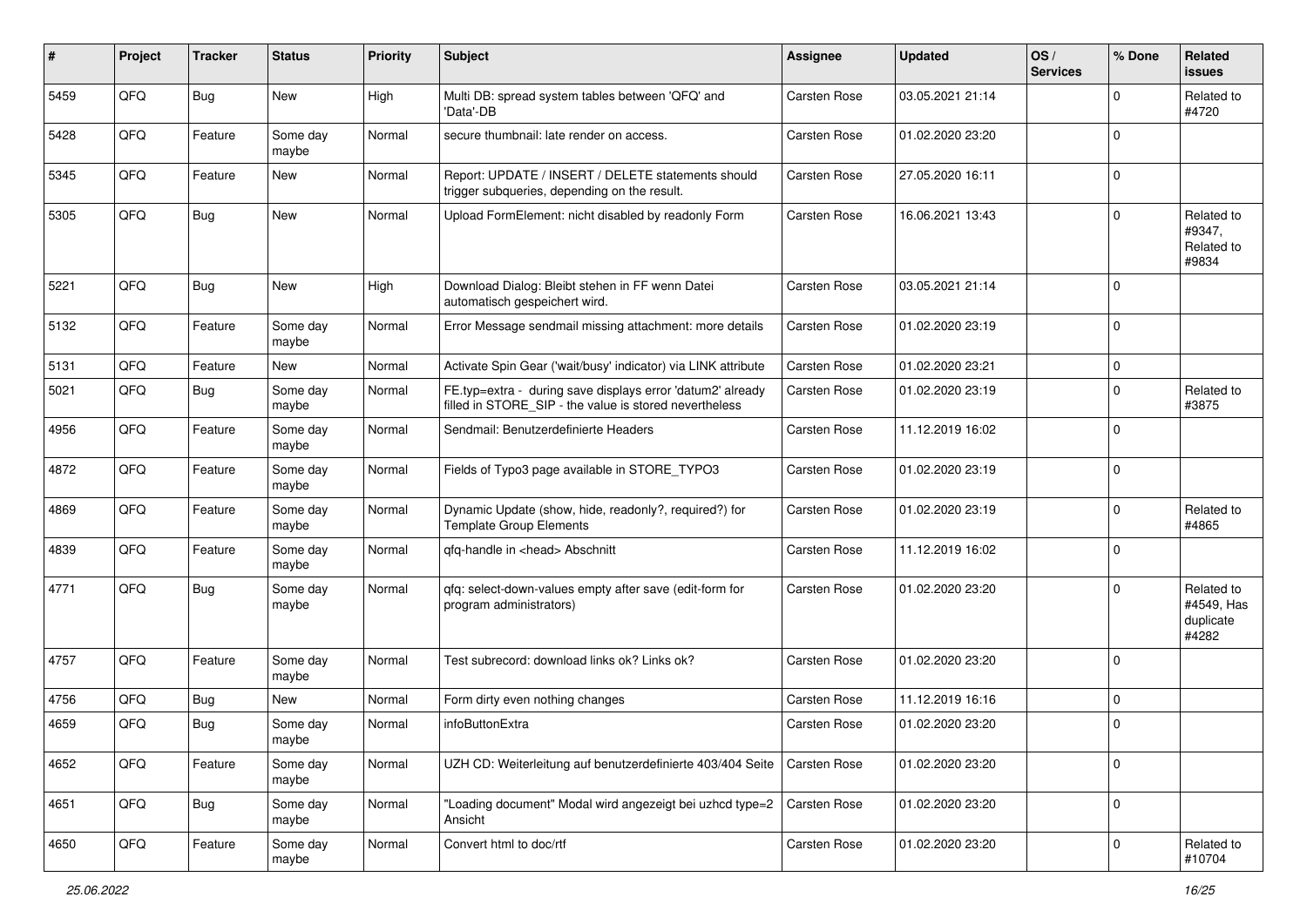| # | Project | Tracker | Status | Priority | Subject | Assignee | Updated | OS / Services | % Done | Related issues |
|---|---|---|---|---|---|---|---|---|---|---|
| 5459 | QFQ | Bug | New | High | Multi DB: spread system tables between 'QFQ' and 'Data'-DB | Carsten Rose | 03.05.2021 21:14 | | 0 | Related to #4720 |
| 5428 | QFQ | Feature | Some day maybe | Normal | secure thumbnail: late render on access. | Carsten Rose | 01.02.2020 23:20 | | 0 | |
| 5345 | QFQ | Feature | New | Normal | Report: UPDATE / INSERT / DELETE statements should trigger subqueries, depending on the result. | Carsten Rose | 27.05.2020 16:11 | | 0 | |
| 5305 | QFQ | Bug | New | Normal | Upload FormElement: nicht disabled by readonly Form | Carsten Rose | 16.06.2021 13:43 | | 0 | Related to #9347, Related to #9834 |
| 5221 | QFQ | Bug | New | High | Download Dialog: Bleibt stehen in FF wenn Datei automatisch gespeichert wird. | Carsten Rose | 03.05.2021 21:14 | | 0 | |
| 5132 | QFQ | Feature | Some day maybe | Normal | Error Message sendmail missing attachment: more details | Carsten Rose | 01.02.2020 23:19 | | 0 | |
| 5131 | QFQ | Feature | New | Normal | Activate Spin Gear ('wait/busy' indicator) via LINK attribute | Carsten Rose | 01.02.2020 23:21 | | 0 | |
| 5021 | QFQ | Bug | Some day maybe | Normal | FE.typ=extra - during save displays error 'datum2' already filled in STORE_SIP - the value is stored nevertheless | Carsten Rose | 01.02.2020 23:19 | | 0 | Related to #3875 |
| 4956 | QFQ | Feature | Some day maybe | Normal | Sendmail: Benutzerdefinierte Headers | Carsten Rose | 11.12.2019 16:02 | | 0 | |
| 4872 | QFQ | Feature | Some day maybe | Normal | Fields of Typo3 page available in STORE_TYPO3 | Carsten Rose | 01.02.2020 23:19 | | 0 | |
| 4869 | QFQ | Feature | Some day maybe | Normal | Dynamic Update (show, hide, readonly?, required?) for Template Group Elements | Carsten Rose | 01.02.2020 23:19 | | 0 | Related to #4865 |
| 4839 | QFQ | Feature | Some day maybe | Normal | qfq-handle in <head> Abschnitt | Carsten Rose | 11.12.2019 16:02 | | 0 | |
| 4771 | QFQ | Bug | Some day maybe | Normal | qfq: select-down-values empty after save (edit-form for program administrators) | Carsten Rose | 01.02.2020 23:20 | | 0 | Related to #4549, Has duplicate #4282 |
| 4757 | QFQ | Feature | Some day maybe | Normal | Test subrecord: download links ok? Links ok? | Carsten Rose | 01.02.2020 23:20 | | 0 | |
| 4756 | QFQ | Bug | New | Normal | Form dirty even nothing changes | Carsten Rose | 11.12.2019 16:16 | | 0 | |
| 4659 | QFQ | Bug | Some day maybe | Normal | infoButtonExtra | Carsten Rose | 01.02.2020 23:20 | | 0 | |
| 4652 | QFQ | Feature | Some day maybe | Normal | UZH CD: Weiterleitung auf benutzerdefinierte 403/404 Seite | Carsten Rose | 01.02.2020 23:20 | | 0 | |
| 4651 | QFQ | Bug | Some day maybe | Normal | "Loading document" Modal wird angezeigt bei uzhcd type=2 Ansicht | Carsten Rose | 01.02.2020 23:20 | | 0 | |
| 4650 | QFQ | Feature | Some day maybe | Normal | Convert html to doc/rtf | Carsten Rose | 01.02.2020 23:20 | | 0 | Related to #10704 |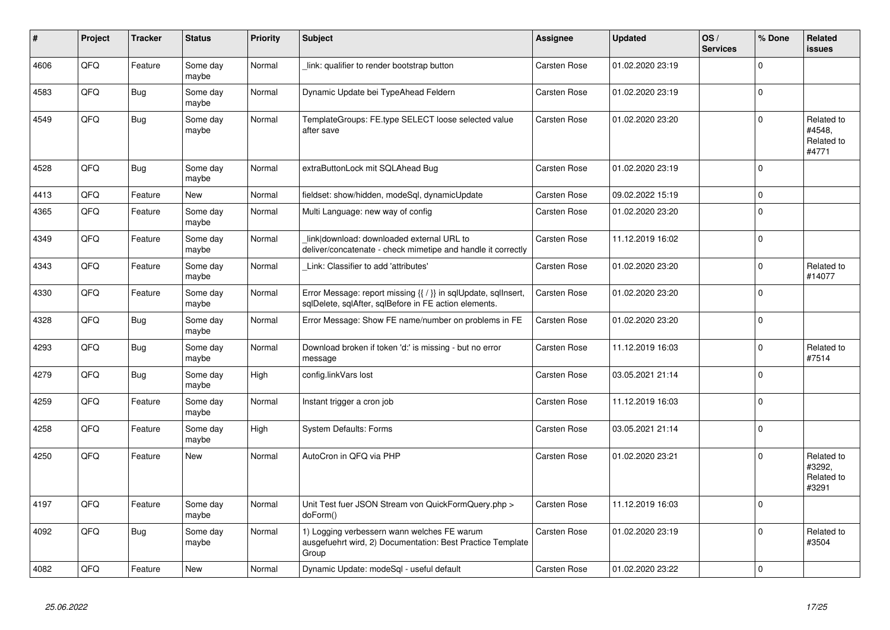| # | Project | Tracker | Status | Priority | Subject | Assignee | Updated | OS / Services | % Done | Related issues |
|---|---|---|---|---|---|---|---|---|---|---|
| 4606 | QFO | Feature | Some day maybe | Normal | _link: qualifier to render bootstrap button | Carsten Rose | 01.02.2020 23:19 | | 0 | |
| 4583 | QFO | Bug | Some day maybe | Normal | Dynamic Update bei TypeAhead Feldern | Carsten Rose | 01.02.2020 23:19 | | 0 | |
| 4549 | QFO | Bug | Some day maybe | Normal | TemplateGroups: FE.type SELECT loose selected value after save | Carsten Rose | 01.02.2020 23:20 | | 0 | Related to #4548, Related to #4771 |
| 4528 | QFO | Bug | Some day maybe | Normal | extraButtonLock mit SQLAhead Bug | Carsten Rose | 01.02.2020 23:19 | | 0 | |
| 4413 | QFO | Feature | New | Normal | fieldset: show/hidden, modeSql, dynamicUpdate | Carsten Rose | 09.02.2022 15:19 | | 0 | |
| 4365 | QFO | Feature | Some day maybe | Normal | Multi Language: new way of config | Carsten Rose | 01.02.2020 23:20 | | 0 | |
| 4349 | QFO | Feature | Some day maybe | Normal | link\|download: downloaded external URL to deliver/concatenate - check mimetipe and handle it correctly | Carsten Rose | 11.12.2019 16:02 | | 0 | |
| 4343 | QFO | Feature | Some day maybe | Normal | _Link: Classifier to add 'attributes' | Carsten Rose | 01.02.2020 23:20 | | 0 | Related to #14077 |
| 4330 | QFO | Feature | Some day maybe | Normal | Error Message: report missing {{ / }} in sqlUpdate, sqlInsert, sqlDelete, sqlAfter, sqlBefore in FE action elements. | Carsten Rose | 01.02.2020 23:20 | | 0 | |
| 4328 | QFO | Bug | Some day maybe | Normal | Error Message: Show FE name/number on problems in FE | Carsten Rose | 01.02.2020 23:20 | | 0 | |
| 4293 | QFO | Bug | Some day maybe | Normal | Download broken if token 'd:' is missing - but no error message | Carsten Rose | 11.12.2019 16:03 | | 0 | Related to #7514 |
| 4279 | QFO | Bug | Some day maybe | High | config.linkVars lost | Carsten Rose | 03.05.2021 21:14 | | 0 | |
| 4259 | QFO | Feature | Some day maybe | Normal | Instant trigger a cron job | Carsten Rose | 11.12.2019 16:03 | | 0 | |
| 4258 | QFO | Feature | Some day maybe | High | System Defaults: Forms | Carsten Rose | 03.05.2021 21:14 | | 0 | |
| 4250 | QFO | Feature | New | Normal | AutoCron in QFQ via PHP | Carsten Rose | 01.02.2020 23:21 | | 0 | Related to #3292, Related to #3291 |
| 4197 | QFO | Feature | Some day maybe | Normal | Unit Test fuer JSON Stream von QuickFormQuery.php > doForm() | Carsten Rose | 11.12.2019 16:03 | | 0 | |
| 4092 | QFO | Bug | Some day maybe | Normal | 1) Logging verbessern wann welches FE warum ausgefuehrt wird, 2) Documentation: Best Practice Template Group | Carsten Rose | 01.02.2020 23:19 | | 0 | Related to #3504 |
| 4082 | QFO | Feature | New | Normal | Dynamic Update: modeSql - useful default | Carsten Rose | 01.02.2020 23:22 | | 0 | |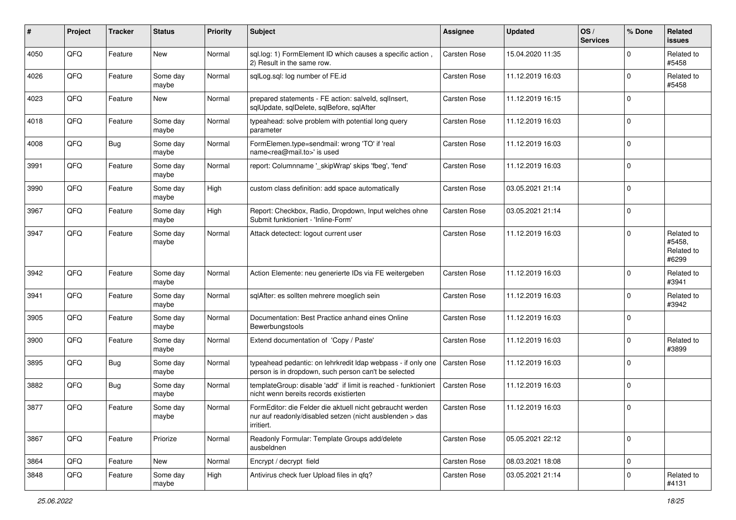| # | Project | Tracker | Status | Priority | Subject | Assignee | Updated | OS / Services | % Done | Related issues |
|---|---|---|---|---|---|---|---|---|---|---|
| 4050 | QFQ | Feature | New | Normal | sql.log: 1) FormElement ID which causes a specific action , 2) Result in the same row. | Carsten Rose | 15.04.2020 11:35 | | 0 | Related to #5458 |
| 4026 | QFQ | Feature | Some day maybe | Normal | sqlLog.sql: log number of FE.id | Carsten Rose | 11.12.2019 16:03 | | 0 | Related to #5458 |
| 4023 | QFQ | Feature | New | Normal | prepared statements - FE action: salveld, sqlInsert, sqlUpdate, sqlDelete, sqlBefore, sqlAfter | Carsten Rose | 11.12.2019 16:15 | | 0 | |
| 4018 | QFQ | Feature | Some day maybe | Normal | typeahead: solve problem with potential long query parameter | Carsten Rose | 11.12.2019 16:03 | | 0 | |
| 4008 | QFQ | Bug | Some day maybe | Normal | FormElemen.type=sendmail: wrong 'TO' if 'real name<rea@mail.to>' is used | Carsten Rose | 11.12.2019 16:03 | | 0 | |
| 3991 | QFQ | Feature | Some day maybe | Normal | report: Columnname '_skipWrap' skips 'fbeg', 'fend' | Carsten Rose | 11.12.2019 16:03 | | 0 | |
| 3990 | QFQ | Feature | Some day maybe | High | custom class definition: add space automatically | Carsten Rose | 03.05.2021 21:14 | | 0 | |
| 3967 | QFQ | Feature | Some day maybe | High | Report: Checkbox, Radio, Dropdown, Input welches ohne Submit funktioniert - 'Inline-Form' | Carsten Rose | 03.05.2021 21:14 | | 0 | |
| 3947 | QFQ | Feature | Some day maybe | Normal | Attack detectect: logout current user | Carsten Rose | 11.12.2019 16:03 | | 0 | Related to #5458, Related to #6299 |
| 3942 | QFQ | Feature | Some day maybe | Normal | Action Elemente: neu generierte IDs via FE weitergeben | Carsten Rose | 11.12.2019 16:03 | | 0 | Related to #3941 |
| 3941 | QFQ | Feature | Some day maybe | Normal | sqlAfter: es sollten mehrere moeglich sein | Carsten Rose | 11.12.2019 16:03 | | 0 | Related to #3942 |
| 3905 | QFQ | Feature | Some day maybe | Normal | Documentation: Best Practice anhand eines Online Bewerbungstools | Carsten Rose | 11.12.2019 16:03 | | 0 | |
| 3900 | QFQ | Feature | Some day maybe | Normal | Extend documentation of 'Copy / Paste' | Carsten Rose | 11.12.2019 16:03 | | 0 | Related to #3899 |
| 3895 | QFQ | Bug | Some day maybe | Normal | typeahead pedantic: on lehrkredit ldap webpass - if only one person is in dropdown, such person can't be selected | Carsten Rose | 11.12.2019 16:03 | | 0 | |
| 3882 | QFQ | Bug | Some day maybe | Normal | templateGroup: disable 'add' if limit is reached - funktioniert nicht wenn bereits records existierten | Carsten Rose | 11.12.2019 16:03 | | 0 | |
| 3877 | QFQ | Feature | Some day maybe | Normal | FormEditor: die Felder die aktuell nicht gebraucht werden nur auf readonly/disabled setzen (nicht ausblenden > das irritiert. | Carsten Rose | 11.12.2019 16:03 | | 0 | |
| 3867 | QFQ | Feature | Priorize | Normal | Readonly Formular: Template Groups add/delete ausbeldnen | Carsten Rose | 05.05.2021 22:12 | | 0 | |
| 3864 | QFQ | Feature | New | Normal | Encrypt / decrypt field | Carsten Rose | 08.03.2021 18:08 | | 0 | |
| 3848 | QFQ | Feature | Some day maybe | High | Antivirus check fuer Upload files in qfq? | Carsten Rose | 03.05.2021 21:14 | | 0 | Related to #4131 |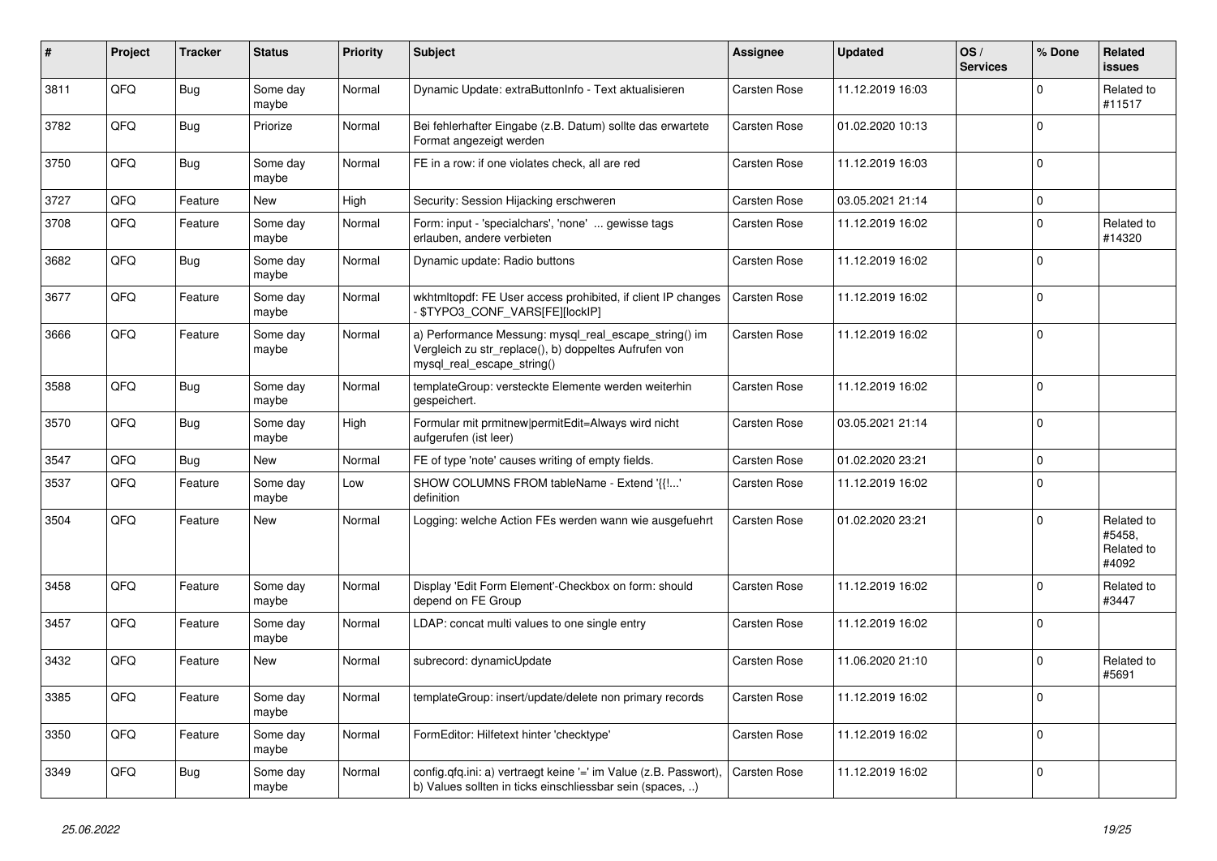| # | Project | Tracker | Status | Priority | Subject | Assignee | Updated | OS / Services | % Done | Related issues |
|---|---|---|---|---|---|---|---|---|---|---|
| 3811 | QFQ | Bug | Some day maybe | Normal | Dynamic Update: extraButtonInfo - Text aktualisieren | Carsten Rose | 11.12.2019 16:03 | | 0 | Related to #11517 |
| 3782 | QFQ | Bug | Priorize | Normal | Bei fehlerhafter Eingabe (z.B. Datum) sollte das erwartete Format angezeigt werden | Carsten Rose | 01.02.2020 10:13 | | 0 | |
| 3750 | QFQ | Bug | Some day maybe | Normal | FE in a row: if one violates check, all are red | Carsten Rose | 11.12.2019 16:03 | | 0 | |
| 3727 | QFQ | Feature | New | High | Security: Session Hijacking erschweren | Carsten Rose | 03.05.2021 21:14 | | 0 | |
| 3708 | QFQ | Feature | Some day maybe | Normal | Form: input - 'specialchars', 'none' ... gewisse tags erlauben, andere verbieten | Carsten Rose | 11.12.2019 16:02 | | 0 | Related to #14320 |
| 3682 | QFQ | Bug | Some day maybe | Normal | Dynamic update: Radio buttons | Carsten Rose | 11.12.2019 16:02 | | 0 | |
| 3677 | QFQ | Feature | Some day maybe | Normal | wkhtmltopdf: FE User access prohibited, if client IP changes - $TYPO3_CONF_VARS[FE][lockIP] | Carsten Rose | 11.12.2019 16:02 | | 0 | |
| 3666 | QFQ | Feature | Some day maybe | Normal | a) Performance Messung: mysql_real_escape_string() im Vergleich zu str_replace(), b) doppeltes Aufrufen von mysql_real_escape_string() | Carsten Rose | 11.12.2019 16:02 | | 0 | |
| 3588 | QFQ | Bug | Some day maybe | Normal | templateGroup: versteckte Elemente werden weiterhin gespeichert. | Carsten Rose | 11.12.2019 16:02 | | 0 | |
| 3570 | QFQ | Bug | Some day maybe | High | Formular mit prmitnew\|permitEdit=Always wird nicht aufgerufen (ist leer) | Carsten Rose | 03.05.2021 21:14 | | 0 | |
| 3547 | QFQ | Bug | New | Normal | FE of type 'note' causes writing of empty fields. | Carsten Rose | 01.02.2020 23:21 | | 0 | |
| 3537 | QFQ | Feature | Some day maybe | Low | SHOW COLUMNS FROM tableName - Extend '{{!...' definition | Carsten Rose | 11.12.2019 16:02 | | 0 | |
| 3504 | QFQ | Feature | New | Normal | Logging: welche Action FEs werden wann wie ausgefuehrt | Carsten Rose | 01.02.2020 23:21 | | 0 | Related to #5458, Related to #4092 |
| 3458 | QFQ | Feature | Some day maybe | Normal | Display 'Edit Form Element'-Checkbox on form: should depend on FE Group | Carsten Rose | 11.12.2019 16:02 | | 0 | Related to #3447 |
| 3457 | QFQ | Feature | Some day maybe | Normal | LDAP: concat multi values to one single entry | Carsten Rose | 11.12.2019 16:02 | | 0 | |
| 3432 | QFQ | Feature | New | Normal | subrecord: dynamicUpdate | Carsten Rose | 11.06.2020 21:10 | | 0 | Related to #5691 |
| 3385 | QFQ | Feature | Some day maybe | Normal | templateGroup: insert/update/delete non primary records | Carsten Rose | 11.12.2019 16:02 | | 0 | |
| 3350 | QFQ | Feature | Some day maybe | Normal | FormEditor: Hilfetext hinter 'checktype' | Carsten Rose | 11.12.2019 16:02 | | 0 | |
| 3349 | QFQ | Bug | Some day maybe | Normal | config.qfq.ini: a) vertraegt keine '=' im Value (z.B. Passwort), b) Values sollten in ticks einschliessbar sein (spaces, ..) | Carsten Rose | 11.12.2019 16:02 | | 0 | |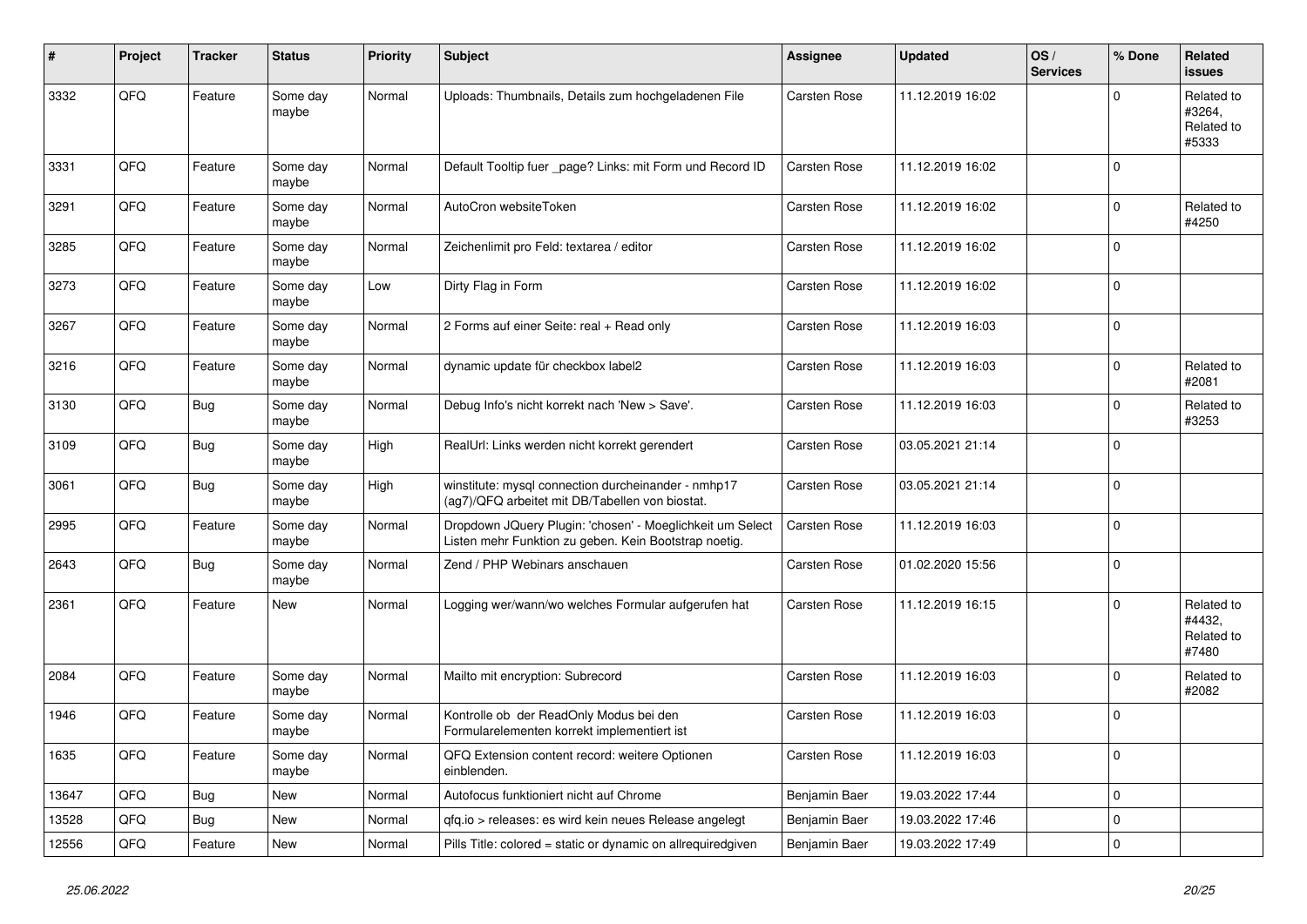| # | Project | Tracker | Status | Priority | Subject | Assignee | Updated | OS / Services | % Done | Related issues |
|---|---|---|---|---|---|---|---|---|---|---|
| 3332 | QFQ | Feature | Some day maybe | Normal | Uploads: Thumbnails, Details zum hochgeladenen File | Carsten Rose | 11.12.2019 16:02 | | 0 | Related to #3264, Related to #5333 |
| 3331 | QFQ | Feature | Some day maybe | Normal | Default Tooltip fuer _page? Links: mit Form und Record ID | Carsten Rose | 11.12.2019 16:02 | | 0 | |
| 3291 | QFQ | Feature | Some day maybe | Normal | AutoCron websiteToken | Carsten Rose | 11.12.2019 16:02 | | 0 | Related to #4250 |
| 3285 | QFQ | Feature | Some day maybe | Normal | Zeichenlimit pro Feld: textarea / editor | Carsten Rose | 11.12.2019 16:02 | | 0 | |
| 3273 | QFQ | Feature | Some day maybe | Low | Dirty Flag in Form | Carsten Rose | 11.12.2019 16:02 | | 0 | |
| 3267 | QFQ | Feature | Some day maybe | Normal | 2 Forms auf einer Seite: real + Read only | Carsten Rose | 11.12.2019 16:03 | | 0 | |
| 3216 | QFQ | Feature | Some day maybe | Normal | dynamic update für checkbox label2 | Carsten Rose | 11.12.2019 16:03 | | 0 | Related to #2081 |
| 3130 | QFQ | Bug | Some day maybe | Normal | Debug Info's nicht korrekt nach 'New > Save'. | Carsten Rose | 11.12.2019 16:03 | | 0 | Related to #3253 |
| 3109 | QFQ | Bug | Some day maybe | High | RealUrl: Links werden nicht korrekt gerendert | Carsten Rose | 03.05.2021 21:14 | | 0 | |
| 3061 | QFQ | Bug | Some day maybe | High | winstitute: mysql connection durcheinander - nmhp17 (ag7)/QFQ arbeitet mit DB/Tabellen von biostat. | Carsten Rose | 03.05.2021 21:14 | | 0 | |
| 2995 | QFQ | Feature | Some day maybe | Normal | Dropdown JQuery Plugin: 'chosen' - Moeglichkeit um Select Listen mehr Funktion zu geben. Kein Bootstrap noetig. | Carsten Rose | 11.12.2019 16:03 | | 0 | |
| 2643 | QFQ | Bug | Some day maybe | Normal | Zend / PHP Webinars anschauen | Carsten Rose | 01.02.2020 15:56 | | 0 | |
| 2361 | QFQ | Feature | New | Normal | Logging wer/wann/wo welches Formular aufgerufen hat | Carsten Rose | 11.12.2019 16:15 | | 0 | Related to #4432, Related to #7480 |
| 2084 | QFQ | Feature | Some day maybe | Normal | Mailto mit encryption: Subrecord | Carsten Rose | 11.12.2019 16:03 | | 0 | Related to #2082 |
| 1946 | QFQ | Feature | Some day maybe | Normal | Kontrolle ob der ReadOnly Modus bei den Formularelementen korrekt implementiert ist | Carsten Rose | 11.12.2019 16:03 | | 0 | |
| 1635 | QFQ | Feature | Some day maybe | Normal | QFQ Extension content record: weitere Optionen einblenden. | Carsten Rose | 11.12.2019 16:03 | | 0 | |
| 13647 | QFQ | Bug | New | Normal | Autofocus funktioniert nicht auf Chrome | Benjamin Baer | 19.03.2022 17:44 | | 0 | |
| 13528 | QFQ | Bug | New | Normal | qfq.io > releases: es wird kein neues Release angelegt | Benjamin Baer | 19.03.2022 17:46 | | 0 | |
| 12556 | QFQ | Feature | New | Normal | Pills Title: colored = static or dynamic on allrequiredgiven | Benjamin Baer | 19.03.2022 17:49 | | 0 | |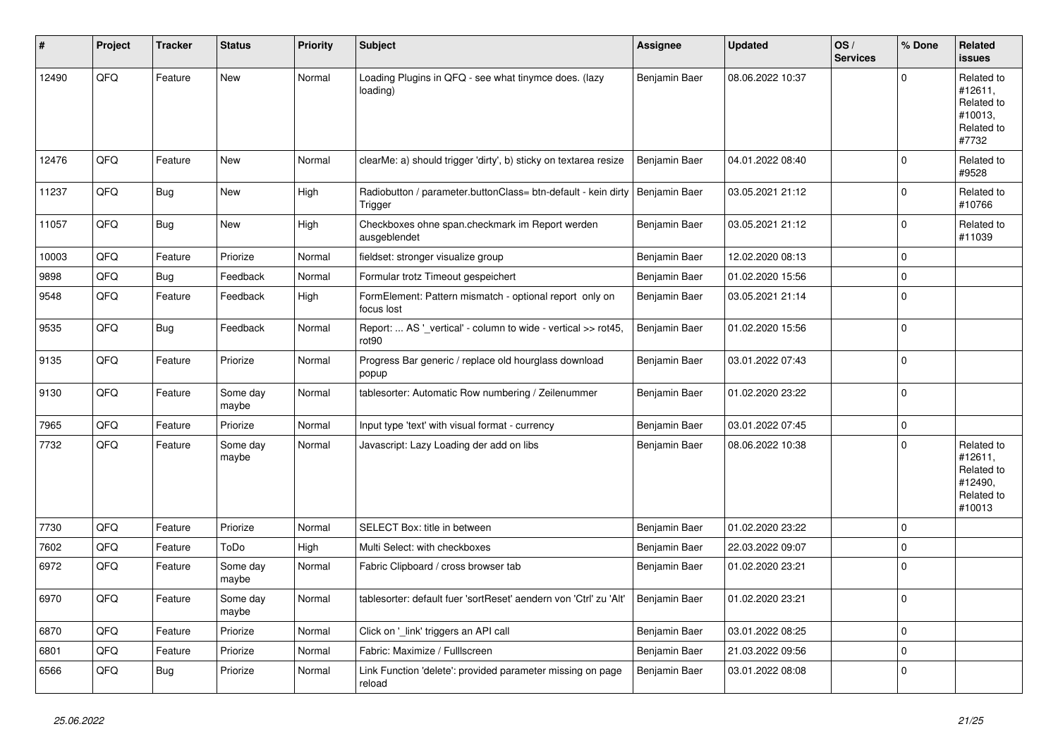| # | Project | Tracker | Status | Priority | Subject | Assignee | Updated | OS / Services | % Done | Related issues |
|---|---|---|---|---|---|---|---|---|---|---|
| 12490 | QFQ | Feature | New | Normal | Loading Plugins in QFQ - see what tinymce does. (lazy loading) | Benjamin Baer | 08.06.2022 10:37 | | 0 | Related to #12611, Related to #10013, Related to #7732 |
| 12476 | QFQ | Feature | New | Normal | clearMe: a) should trigger 'dirty', b) sticky on textarea resize | Benjamin Baer | 04.01.2022 08:40 | | 0 | Related to #9528 |
| 11237 | QFQ | Bug | New | High | Radiobutton / parameter.buttonClass= btn-default - kein dirty Trigger | Benjamin Baer | 03.05.2021 21:12 | | 0 | Related to #10766 |
| 11057 | QFQ | Bug | New | High | Checkboxes ohne span.checkmark im Report werden ausgeblendet | Benjamin Baer | 03.05.2021 21:12 | | 0 | Related to #11039 |
| 10003 | QFQ | Feature | Priorize | Normal | fieldset: stronger visualize group | Benjamin Baer | 12.02.2020 08:13 | | 0 | |
| 9898 | QFQ | Bug | Feedback | Normal | Formular trotz Timeout gespeichert | Benjamin Baer | 01.02.2020 15:56 | | 0 | |
| 9548 | QFQ | Feature | Feedback | High | FormElement: Pattern mismatch - optional report only on focus lost | Benjamin Baer | 03.05.2021 21:14 | | 0 | |
| 9535 | QFQ | Bug | Feedback | Normal | Report: ... AS '_vertical' - column to wide - vertical >> rot45, rot90 | Benjamin Baer | 01.02.2020 15:56 | | 0 | |
| 9135 | QFQ | Feature | Priorize | Normal | Progress Bar generic / replace old hourglass download popup | Benjamin Baer | 03.01.2022 07:43 | | 0 | |
| 9130 | QFQ | Feature | Some day maybe | Normal | tablesorter: Automatic Row numbering / Zeilenummer | Benjamin Baer | 01.02.2020 23:22 | | 0 | |
| 7965 | QFQ | Feature | Priorize | Normal | Input type 'text' with visual format - currency | Benjamin Baer | 03.01.2022 07:45 | | 0 | |
| 7732 | QFQ | Feature | Some day maybe | Normal | Javascript: Lazy Loading der add on libs | Benjamin Baer | 08.06.2022 10:38 | | 0 | Related to #12611, Related to #12490, Related to #10013 |
| 7730 | QFQ | Feature | Priorize | Normal | SELECT Box: title in between | Benjamin Baer | 01.02.2020 23:22 | | 0 | |
| 7602 | QFQ | Feature | ToDo | High | Multi Select: with checkboxes | Benjamin Baer | 22.03.2022 09:07 | | 0 | |
| 6972 | QFQ | Feature | Some day maybe | Normal | Fabric Clipboard / cross browser tab | Benjamin Baer | 01.02.2020 23:21 | | 0 | |
| 6970 | QFQ | Feature | Some day maybe | Normal | tablesorter: default fuer 'sortReset' aendern von 'Ctrl' zu 'Alt' | Benjamin Baer | 01.02.2020 23:21 | | 0 | |
| 6870 | QFQ | Feature | Priorize | Normal | Click on '_link' triggers an API call | Benjamin Baer | 03.01.2022 08:25 | | 0 | |
| 6801 | QFQ | Feature | Priorize | Normal | Fabric: Maximize / Fulllscreen | Benjamin Baer | 21.03.2022 09:56 | | 0 | |
| 6566 | QFQ | Bug | Priorize | Normal | Link Function 'delete': provided parameter missing on page reload | Benjamin Baer | 03.01.2022 08:08 | | 0 | |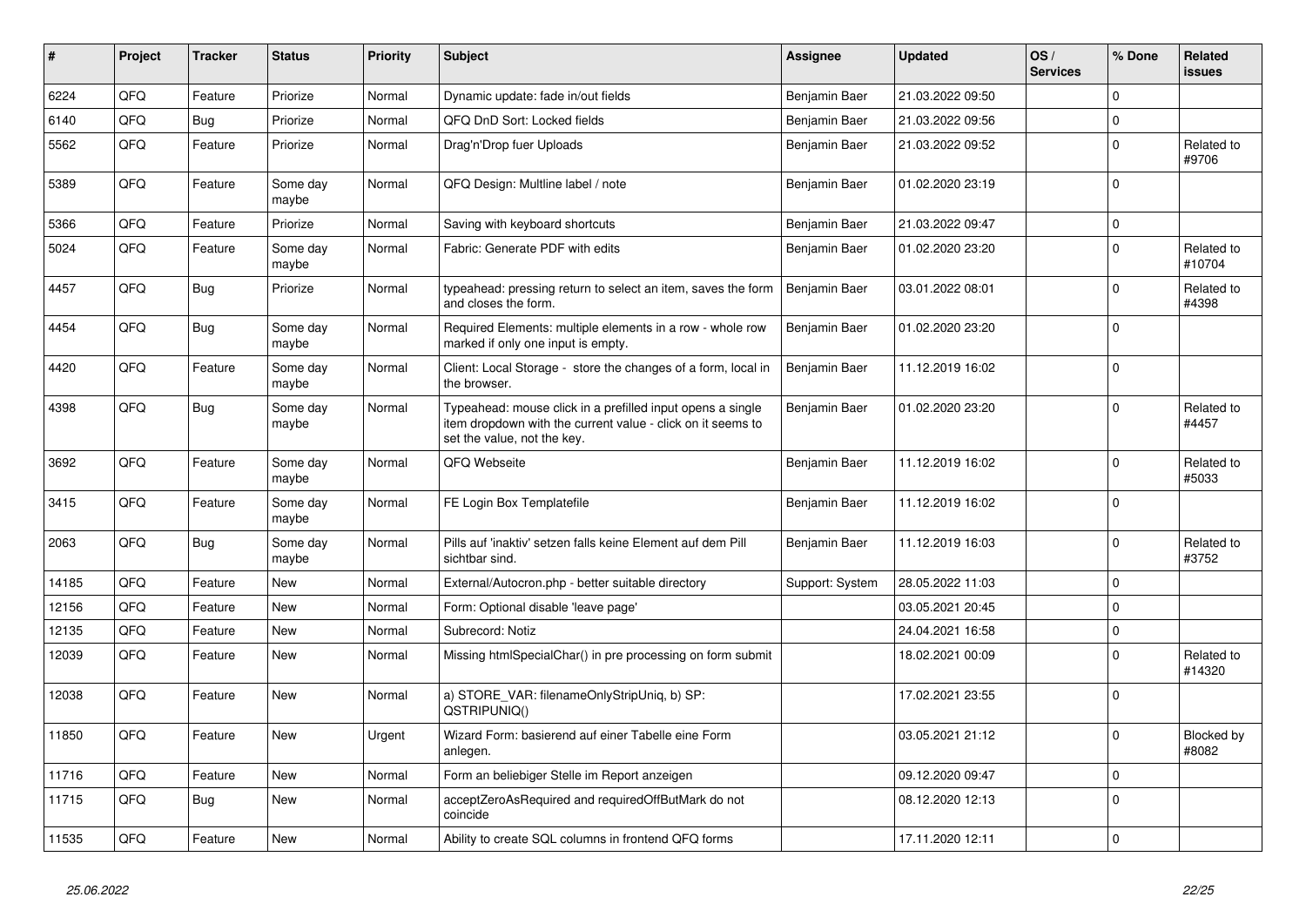| # | Project | Tracker | Status | Priority | Subject | Assignee | Updated | OS / Services | % Done | Related issues |
|---|---|---|---|---|---|---|---|---|---|---|
| 6224 | QFQ | Feature | Priorize | Normal | Dynamic update: fade in/out fields | Benjamin Baer | 21.03.2022 09:50 | | 0 | |
| 6140 | QFQ | Bug | Priorize | Normal | QFQ DnD Sort: Locked fields | Benjamin Baer | 21.03.2022 09:56 | | 0 | |
| 5562 | QFQ | Feature | Priorize | Normal | Drag'n'Drop fuer Uploads | Benjamin Baer | 21.03.2022 09:52 | | 0 | Related to #9706 |
| 5389 | QFQ | Feature | Some day maybe | Normal | QFQ Design: Multline label / note | Benjamin Baer | 01.02.2020 23:19 | | 0 | |
| 5366 | QFQ | Feature | Priorize | Normal | Saving with keyboard shortcuts | Benjamin Baer | 21.03.2022 09:47 | | 0 | |
| 5024 | QFQ | Feature | Some day maybe | Normal | Fabric: Generate PDF with edits | Benjamin Baer | 01.02.2020 23:20 | | 0 | Related to #10704 |
| 4457 | QFQ | Bug | Priorize | Normal | typeahead: pressing return to select an item, saves the form and closes the form. | Benjamin Baer | 03.01.2022 08:01 | | 0 | Related to #4398 |
| 4454 | QFQ | Bug | Some day maybe | Normal | Required Elements: multiple elements in a row - whole row marked if only one input is empty. | Benjamin Baer | 01.02.2020 23:20 | | 0 | |
| 4420 | QFQ | Feature | Some day maybe | Normal | Client: Local Storage - store the changes of a form, local in the browser. | Benjamin Baer | 11.12.2019 16:02 | | 0 | |
| 4398 | QFQ | Bug | Some day maybe | Normal | Typeahead: mouse click in a prefilled input opens a single item dropdown with the current value - click on it seems to set the value, not the key. | Benjamin Baer | 01.02.2020 23:20 | | 0 | Related to #4457 |
| 3692 | QFQ | Feature | Some day maybe | Normal | QFQ Webseite | Benjamin Baer | 11.12.2019 16:02 | | 0 | Related to #5033 |
| 3415 | QFQ | Feature | Some day maybe | Normal | FE Login Box Templatefile | Benjamin Baer | 11.12.2019 16:02 | | 0 | |
| 2063 | QFQ | Bug | Some day maybe | Normal | Pills auf 'inaktiv' setzen falls keine Element auf dem Pill sichtbar sind. | Benjamin Baer | 11.12.2019 16:03 | | 0 | Related to #3752 |
| 14185 | QFQ | Feature | New | Normal | External/Autocron.php - better suitable directory | Support: System | 28.05.2022 11:03 | | 0 | |
| 12156 | QFQ | Feature | New | Normal | Form: Optional disable 'leave page' | | 03.05.2021 20:45 | | 0 | |
| 12135 | QFQ | Feature | New | Normal | Subrecord: Notiz | | 24.04.2021 16:58 | | 0 | |
| 12039 | QFQ | Feature | New | Normal | Missing htmlSpecialChar() in pre processing on form submit | | 18.02.2021 00:09 | | 0 | Related to #14320 |
| 12038 | QFQ | Feature | New | Normal | a) STORE_VAR: filenameOnlyStripUniq, b) SP: QSTRIPUNIQ() | | 17.02.2021 23:55 | | 0 | |
| 11850 | QFQ | Feature | New | Urgent | Wizard Form: basierend auf einer Tabelle eine Form anlegen. | | 03.05.2021 21:12 | | 0 | Blocked by #8082 |
| 11716 | QFQ | Feature | New | Normal | Form an beliebiger Stelle im Report anzeigen | | 09.12.2020 09:47 | | 0 | |
| 11715 | QFQ | Bug | New | Normal | acceptZeroAsRequired and requiredOffButMark do not coincide | | 08.12.2020 12:13 | | 0 | |
| 11535 | QFQ | Feature | New | Normal | Ability to create SQL columns in frontend QFQ forms | | 17.11.2020 12:11 | | 0 | |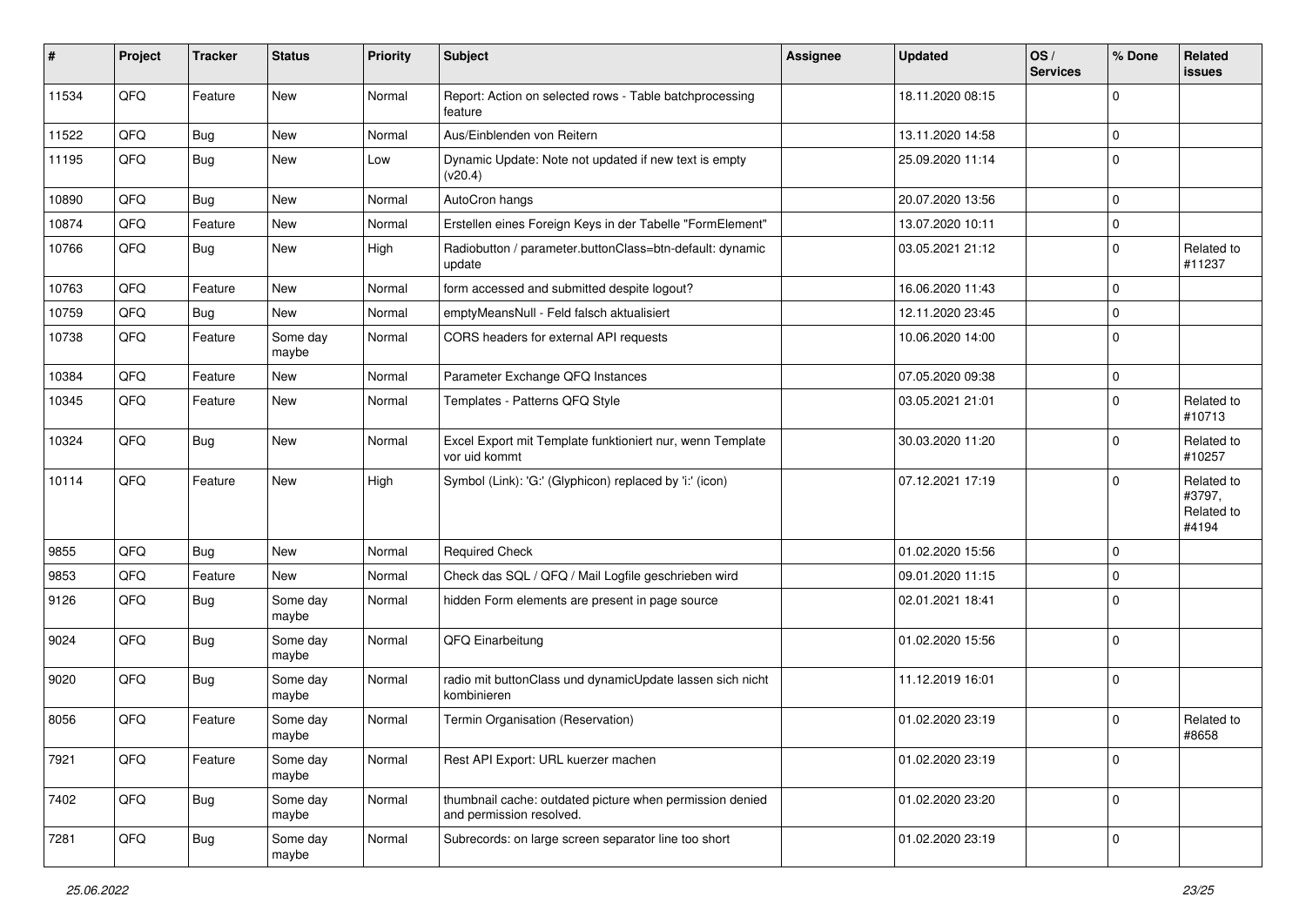| # | Project | Tracker | Status | Priority | Subject | Assignee | Updated | OS / Services | % Done | Related issues |
|---|---|---|---|---|---|---|---|---|---|---|
| 11534 | QFQ | Feature | New | Normal | Report: Action on selected rows - Table batchprocessing feature | | 18.11.2020 08:15 | | 0 | |
| 11522 | QFQ | Bug | New | Normal | Aus/Einblenden von Reitern | | 13.11.2020 14:58 | | 0 | |
| 11195 | QFQ | Bug | New | Low | Dynamic Update: Note not updated if new text is empty (v20.4) | | 25.09.2020 11:14 | | 0 | |
| 10890 | QFQ | Bug | New | Normal | AutoCron hangs | | 20.07.2020 13:56 | | 0 | |
| 10874 | QFQ | Feature | New | Normal | Erstellen eines Foreign Keys in der Tabelle "FormElement" | | 13.07.2020 10:11 | | 0 | |
| 10766 | QFQ | Bug | New | High | Radiobutton / parameter.buttonClass=btn-default: dynamic update | | 03.05.2021 21:12 | | 0 | Related to #11237 |
| 10763 | QFQ | Feature | New | Normal | form accessed and submitted despite logout? | | 16.06.2020 11:43 | | 0 | |
| 10759 | QFQ | Bug | New | Normal | emptyMeansNull - Feld falsch aktualisiert | | 12.11.2020 23:45 | | 0 | |
| 10738 | QFQ | Feature | Some day maybe | Normal | CORS headers for external API requests | | 10.06.2020 14:00 | | 0 | |
| 10384 | QFQ | Feature | New | Normal | Parameter Exchange QFQ Instances | | 07.05.2020 09:38 | | 0 | |
| 10345 | QFQ | Feature | New | Normal | Templates - Patterns QFQ Style | | 03.05.2021 21:01 | | 0 | Related to #10713 |
| 10324 | QFQ | Bug | New | Normal | Excel Export mit Template funktioniert nur, wenn Template vor uid kommt | | 30.03.2020 11:20 | | 0 | Related to #10257 |
| 10114 | QFQ | Feature | New | High | Symbol (Link): 'G:' (Glyphicon) replaced by 'i:' (icon) | | 07.12.2021 17:19 | | 0 | Related to #3797, Related to #4194 |
| 9855 | QFQ | Bug | New | Normal | Required Check | | 01.02.2020 15:56 | | 0 | |
| 9853 | QFQ | Feature | New | Normal | Check das SQL / QFQ / Mail Logfile geschrieben wird | | 09.01.2020 11:15 | | 0 | |
| 9126 | QFQ | Bug | Some day maybe | Normal | hidden Form elements are present in page source | | 02.01.2021 18:41 | | 0 | |
| 9024 | QFQ | Bug | Some day maybe | Normal | QFQ Einarbeitung | | 01.02.2020 15:56 | | 0 | |
| 9020 | QFQ | Bug | Some day maybe | Normal | radio mit buttonClass und dynamicUpdate lassen sich nicht kombinieren | | 11.12.2019 16:01 | | 0 | |
| 8056 | QFQ | Feature | Some day maybe | Normal | Termin Organisation (Reservation) | | 01.02.2020 23:19 | | 0 | Related to #8658 |
| 7921 | QFQ | Feature | Some day maybe | Normal | Rest API Export: URL kuerzer machen | | 01.02.2020 23:19 | | 0 | |
| 7402 | QFQ | Bug | Some day maybe | Normal | thumbnail cache: outdated picture when permission denied and permission resolved. | | 01.02.2020 23:20 | | 0 | |
| 7281 | QFQ | Bug | Some day maybe | Normal | Subrecords: on large screen separator line too short | | 01.02.2020 23:19 | | 0 | |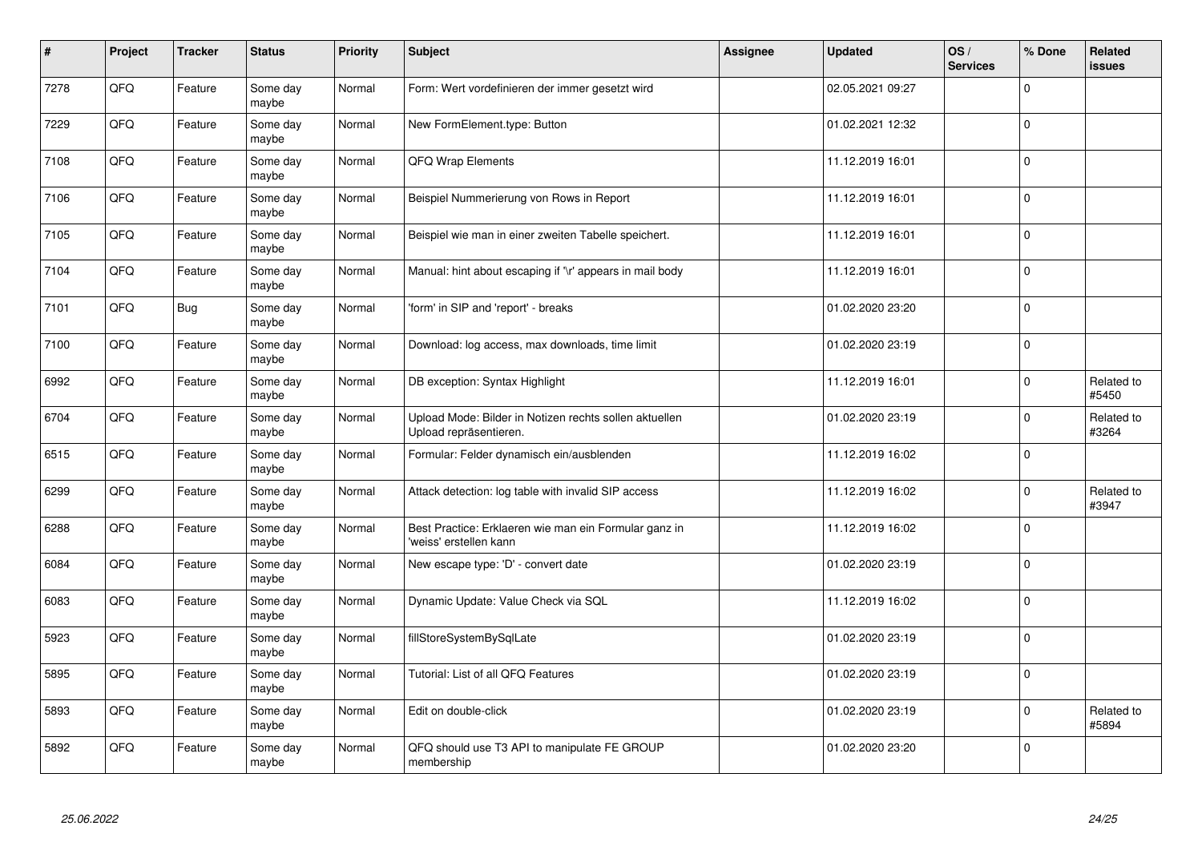| # | Project | Tracker | Status | Priority | Subject | Assignee | Updated | OS / Services | % Done | Related issues |
|---|---|---|---|---|---|---|---|---|---|---|
| 7278 | QFQ | Feature | Some day maybe | Normal | Form: Wert vordefinieren der immer gesetzt wird | | 02.05.2021 09:27 | | 0 | |
| 7229 | QFQ | Feature | Some day maybe | Normal | New FormElement.type: Button | | 01.02.2021 12:32 | | 0 | |
| 7108 | QFQ | Feature | Some day maybe | Normal | QFQ Wrap Elements | | 11.12.2019 16:01 | | 0 | |
| 7106 | QFQ | Feature | Some day maybe | Normal | Beispiel Nummerierung von Rows in Report | | 11.12.2019 16:01 | | 0 | |
| 7105 | QFQ | Feature | Some day maybe | Normal | Beispiel wie man in einer zweiten Tabelle speichert. | | 11.12.2019 16:01 | | 0 | |
| 7104 | QFQ | Feature | Some day maybe | Normal | Manual: hint about escaping if '\r' appears in mail body | | 11.12.2019 16:01 | | 0 | |
| 7101 | QFQ | Bug | Some day maybe | Normal | 'form' in SIP and 'report' - breaks | | 01.02.2020 23:20 | | 0 | |
| 7100 | QFQ | Feature | Some day maybe | Normal | Download: log access, max downloads, time limit | | 01.02.2020 23:19 | | 0 | |
| 6992 | QFQ | Feature | Some day maybe | Normal | DB exception: Syntax Highlight | | 11.12.2019 16:01 | | 0 | Related to #5450 |
| 6704 | QFQ | Feature | Some day maybe | Normal | Upload Mode: Bilder in Notizen rechts sollen aktuellen Upload repräsentieren. | | 01.02.2020 23:19 | | 0 | Related to #3264 |
| 6515 | QFQ | Feature | Some day maybe | Normal | Formular: Felder dynamisch ein/ausblenden | | 11.12.2019 16:02 | | 0 | |
| 6299 | QFQ | Feature | Some day maybe | Normal | Attack detection: log table with invalid SIP access | | 11.12.2019 16:02 | | 0 | Related to #3947 |
| 6288 | QFQ | Feature | Some day maybe | Normal | Best Practice: Erklaeren wie man ein Formular ganz in 'weiss' erstellen kann | | 11.12.2019 16:02 | | 0 | |
| 6084 | QFQ | Feature | Some day maybe | Normal | New escape type: 'D' - convert date | | 01.02.2020 23:19 | | 0 | |
| 6083 | QFQ | Feature | Some day maybe | Normal | Dynamic Update: Value Check via SQL | | 11.12.2019 16:02 | | 0 | |
| 5923 | QFQ | Feature | Some day maybe | Normal | fillStoreSystemBySqlLate | | 01.02.2020 23:19 | | 0 | |
| 5895 | QFQ | Feature | Some day maybe | Normal | Tutorial: List of all QFQ Features | | 01.02.2020 23:19 | | 0 | |
| 5893 | QFQ | Feature | Some day maybe | Normal | Edit on double-click | | 01.02.2020 23:19 | | 0 | Related to #5894 |
| 5892 | QFQ | Feature | Some day maybe | Normal | QFQ should use T3 API to manipulate FE GROUP membership | | 01.02.2020 23:20 | | 0 | |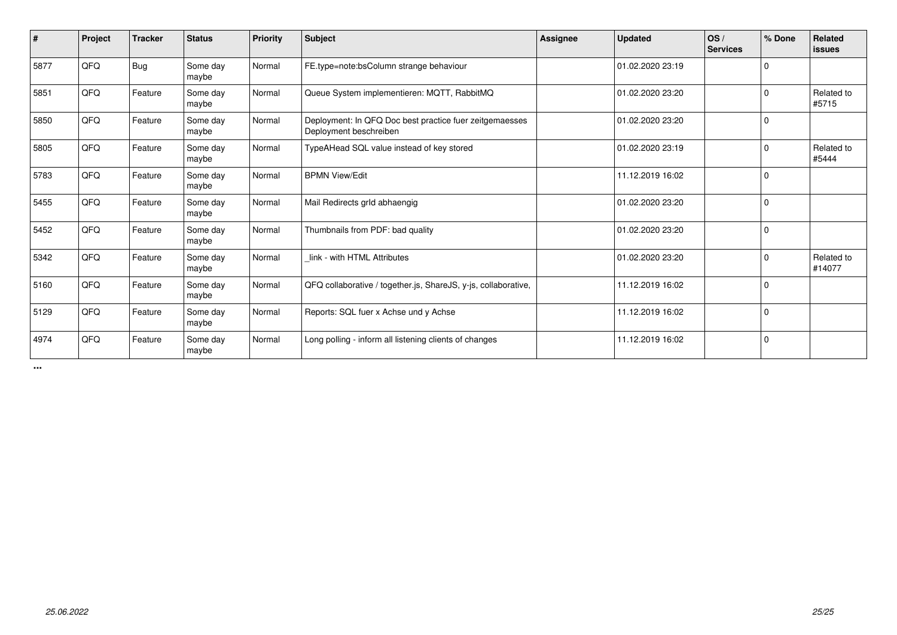| # | Project | Tracker | Status | Priority | Subject | Assignee | Updated | OS / Services | % Done | Related issues |
|---|---|---|---|---|---|---|---|---|---|---|
| 5877 | QFQ | Bug | Some day maybe | Normal | FE.type=note:bsColumn strange behaviour | | 01.02.2020 23:19 | | 0 | |
| 5851 | QFQ | Feature | Some day maybe | Normal | Queue System implementieren: MQTT, RabbitMQ | | 01.02.2020 23:20 | | 0 | Related to #5715 |
| 5850 | QFQ | Feature | Some day maybe | Normal | Deployment: In QFQ Doc best practice fuer zeitgemaesses Deployment beschreiben | | 01.02.2020 23:20 | | 0 | |
| 5805 | QFQ | Feature | Some day maybe | Normal | TypeAHead SQL value instead of key stored | | 01.02.2020 23:19 | | 0 | Related to #5444 |
| 5783 | QFQ | Feature | Some day maybe | Normal | BPMN View/Edit | | 11.12.2019 16:02 | | 0 | |
| 5455 | QFQ | Feature | Some day maybe | Normal | Mail Redirects grId abhaengig | | 01.02.2020 23:20 | | 0 | |
| 5452 | QFQ | Feature | Some day maybe | Normal | Thumbnails from PDF: bad quality | | 01.02.2020 23:20 | | 0 | |
| 5342 | QFQ | Feature | Some day maybe | Normal | _link - with HTML Attributes | | 01.02.2020 23:20 | | 0 | Related to #14077 |
| 5160 | QFQ | Feature | Some day maybe | Normal | QFQ collaborative / together.js, ShareJS, y-js, collaborative, | | 11.12.2019 16:02 | | 0 | |
| 5129 | QFQ | Feature | Some day maybe | Normal | Reports: SQL fuer x Achse und y Achse | | 11.12.2019 16:02 | | 0 | |
| 4974 | QFQ | Feature | Some day maybe | Normal | Long polling - inform all listening clients of changes | | 11.12.2019 16:02 | | 0 | |

...